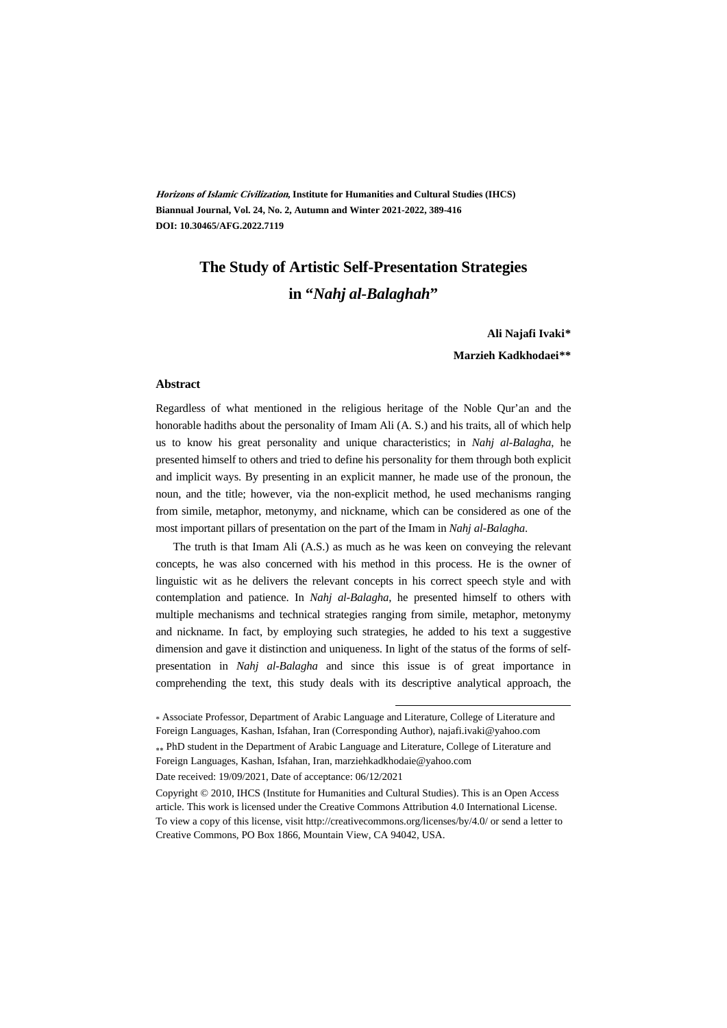***Horizons of Islamic Civilization*, Institute for Humanities and Cultural Studies (IHCS)**
**Biannual Journal, Vol. 24, No. 2, Autumn and Winter 2021-2022, 389-416**
**DOI: 10.30465/AFG.2022.7119**

# The Study of Artistic Self-Presentation Strategies in "*Nahj al-Balaghah*"

**Ali Najafi Ivaki***

**Marzieh Kadkhodaei****

## Abstract

Regardless of what mentioned in the religious heritage of the Noble Qur'an and the honorable hadiths about the personality of Imam Ali (A. S.) and his traits, all of which help us to know his great personality and unique characteristics; in *Nahj al-Balagha*, he presented himself to others and tried to define his personality for them through both explicit and implicit ways. By presenting in an explicit manner, he made use of the pronoun, the noun, and the title; however, via the non-explicit method, he used mechanisms ranging from simile, metaphor, metonymy, and nickname, which can be considered as one of the most important pillars of presentation on the part of the Imam in *Nahj al-Balagha*.

The truth is that Imam Ali (A.S.) as much as he was keen on conveying the relevant concepts, he was also concerned with his method in this process. He is the owner of linguistic wit as he delivers the relevant concepts in his correct speech style and with contemplation and patience. In *Nahj al-Balagha*, he presented himself to others with multiple mechanisms and technical strategies ranging from simile, metaphor, metonymy and nickname. In fact, by employing such strategies, he added to his text a suggestive dimension and gave it distinction and uniqueness. In light of the status of the forms of self-presentation in *Nahj al-Balagha* and since this issue is of great importance in comprehending the text, this study deals with its descriptive analytical approach, the

---

\* Associate Professor, Department of Arabic Language and Literature, College of Literature and Foreign Languages, Kashan, Isfahan, Iran (Corresponding Author), najafi.ivaki@yahoo.com

\*\* PhD student in the Department of Arabic Language and Literature, College of Literature and Foreign Languages, Kashan, Isfahan, Iran, marziehkadkhodaie@yahoo.com

Date received: 19/09/2021, Date of acceptance: 06/12/2021

Copyright © 2010, IHCS (Institute for Humanities and Cultural Studies). This is an Open Access article. This work is licensed under the Creative Commons Attribution 4.0 International License. To view a copy of this license, visit http://creativecommons.org/licenses/by/4.0/ or send a letter to Creative Commons, PO Box 1866, Mountain View, CA 94042, USA.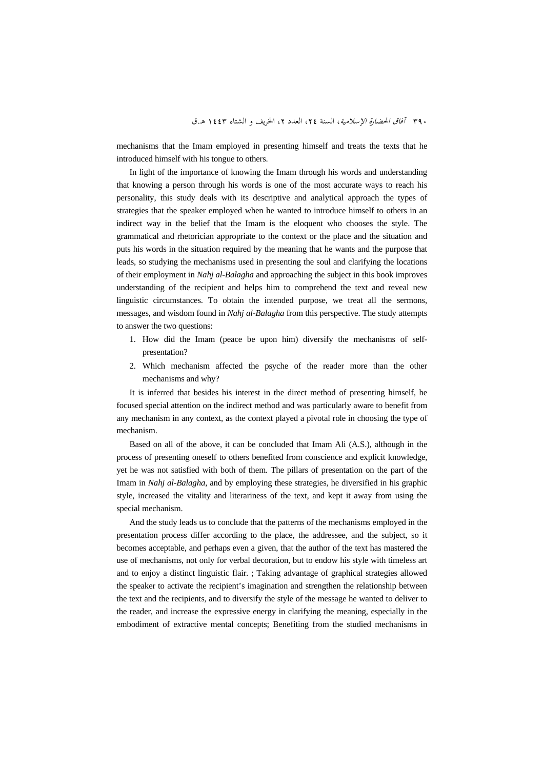mechanisms that the Imam employed in presenting himself and treats the texts that he introduced himself with his tongue to others.

In light of the importance of knowing the Imam through his words and understanding that knowing a person through his words is one of the most accurate ways to reach his personality, this study deals with its descriptive and analytical approach the types of strategies that the speaker employed when he wanted to introduce himself to others in an indirect way in the belief that the Imam is the eloquent who chooses the style. The grammatical and rhetorician appropriate to the context or the place and the situation and puts his words in the situation required by the meaning that he wants and the purpose that leads, so studying the mechanisms used in presenting the soul and clarifying the locations of their employment in *Nahj al-Balagha* and approaching the subject in this book improves understanding of the recipient and helps him to comprehend the text and reveal new linguistic circumstances. To obtain the intended purpose, we treat all the sermons, messages, and wisdom found in *Nahj al-Balagha* from this perspective. The study attempts to answer the two questions:

1. How did the Imam (peace be upon him) diversify the mechanisms of self-presentation?
2. Which mechanism affected the psyche of the reader more than the other mechanisms and why?

It is inferred that besides his interest in the direct method of presenting himself, he focused special attention on the indirect method and was particularly aware to benefit from any mechanism in any context, as the context played a pivotal role in choosing the type of mechanism.

Based on all of the above, it can be concluded that Imam Ali (A.S.), although in the process of presenting oneself to others benefited from conscience and explicit knowledge, yet he was not satisfied with both of them. The pillars of presentation on the part of the Imam in *Nahj al-Balagha*, and by employing these strategies, he diversified in his graphic style, increased the vitality and literariness of the text, and kept it away from using the special mechanism.

And the study leads us to conclude that the patterns of the mechanisms employed in the presentation process differ according to the place, the addressee, and the subject, so it becomes acceptable, and perhaps even a given, that the author of the text has mastered the use of mechanisms, not only for verbal decoration, but to endow his style with timeless art and to enjoy a distinct linguistic flair. ; Taking advantage of graphical strategies allowed the speaker to activate the recipient's imagination and strengthen the relationship between the text and the recipients, and to diversify the style of the message he wanted to deliver to the reader, and increase the expressive energy in clarifying the meaning, especially in the embodiment of extractive mental concepts; Benefiting from the studied mechanisms in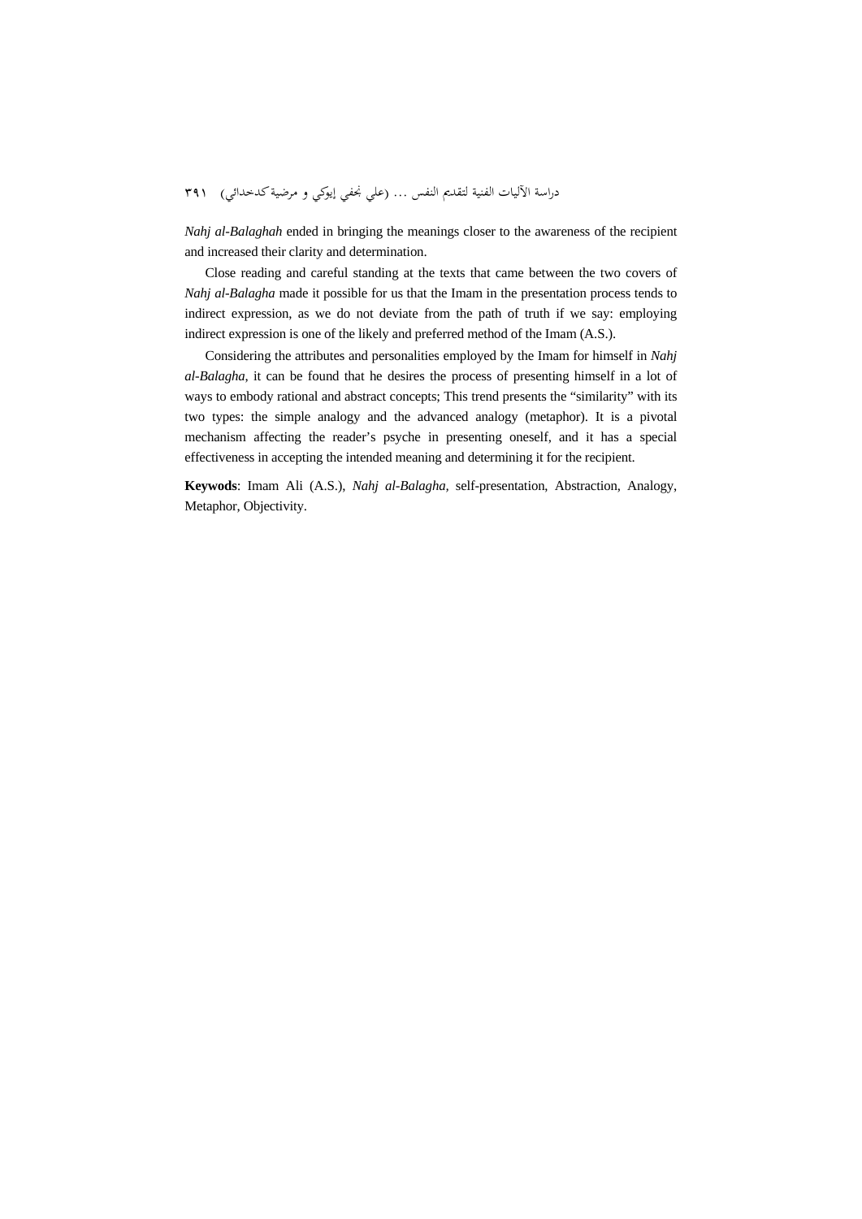*Nahj al-Balaghah* ended in bringing the meanings closer to the awareness of the recipient and increased their clarity and determination.

Close reading and careful standing at the texts that came between the two covers of *Nahj al-Balagha* made it possible for us that the Imam in the presentation process tends to indirect expression, as we do not deviate from the path of truth if we say: employing indirect expression is one of the likely and preferred method of the Imam (A.S.).

Considering the attributes and personalities employed by the Imam for himself in *Nahj al-Balagha*, it can be found that he desires the process of presenting himself in a lot of ways to embody rational and abstract concepts; This trend presents the "similarity" with its two types: the simple analogy and the advanced analogy (metaphor). It is a pivotal mechanism affecting the reader's psyche in presenting oneself, and it has a special effectiveness in accepting the intended meaning and determining it for the recipient.

**Keywods**: Imam Ali (A.S.), *Nahj al-Balagha*, self-presentation, Abstraction, Analogy, Metaphor, Objectivity.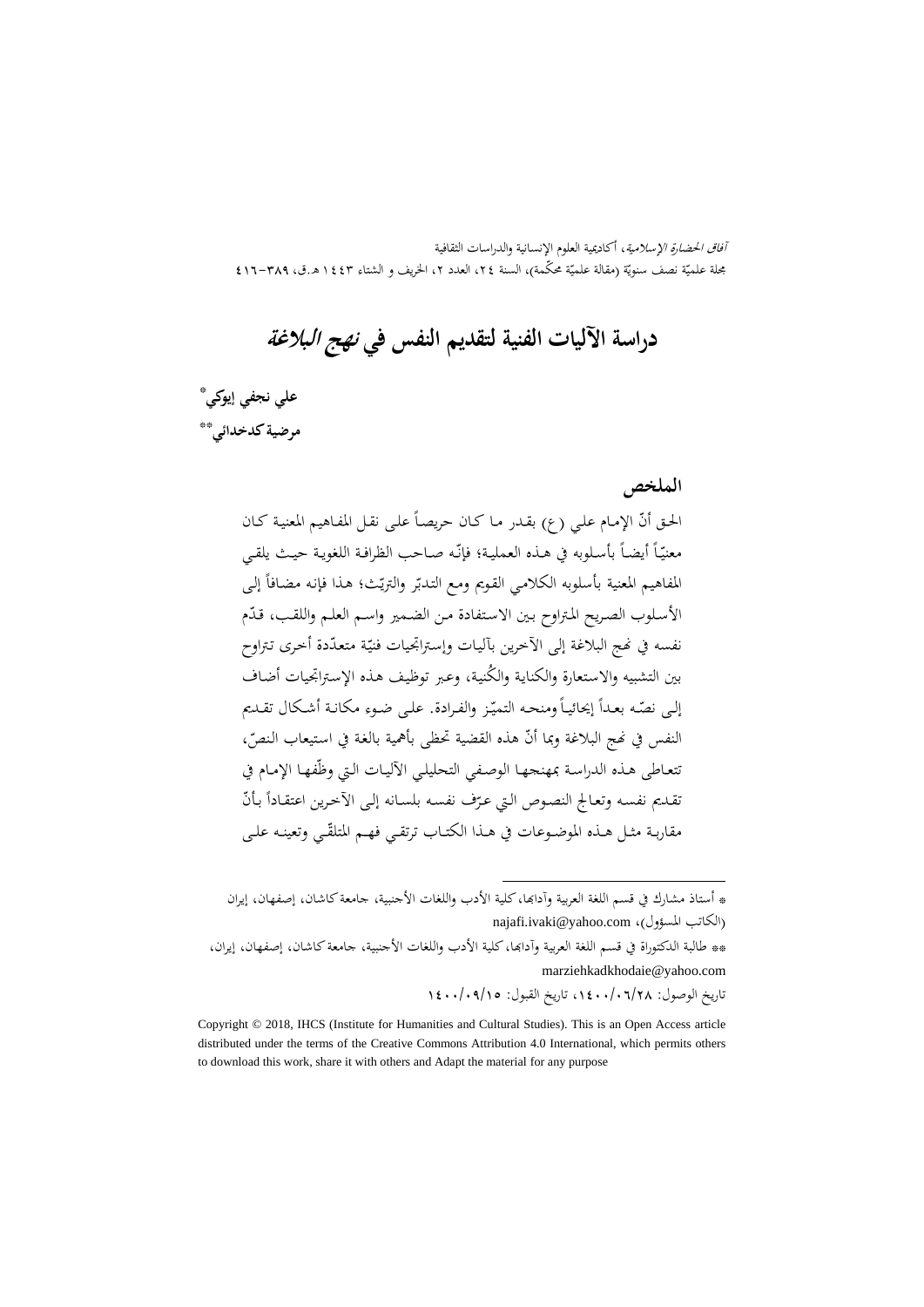# دراسة الآليات الفنية لتقديم النفس في *نهج البلاغة*

**علي نجفي إيوكي***

**مرضية كدخدائي****

## الملخص

الحق أنّ الإمام علي (ع) بقدر ما كان حريصاً على نقل المفاهيم المعنية كان معنيّاً أيضاً بأسلوبه في هذه العملية؛ فإنّه صاحب الظرافة اللغوية حيث يلقي المفاهيم المعنية بأسلوبه الكلامي القويم ومع التدبّر والتريّث؛ هذا فإنه مضافاً إلى الأسلوب الصريح المتراوح بين الاستفادة من الضمير واسم العلم واللقب، قدّم نفسه في نهج البلاغة إلى الآخرين بآليات وإستراتيجيات فنيّة متعدّدة أخرى تتراوح بين التشبيه والاستعارة والكناية والكُنية، وعبر توظيف هذه الإستراتيجيات أضاف إلى نصّه بعداً إيحائياً ومنحه التميّز والفرادة. على ضوء مكانة أشكال تقديم النفس في نهج البلاغة وبما أنّ هذه القضية تحظى بأهمية بالغة في استيعاب النصّ، تتعاطى هذه الدراسة بمنهجها الوصفي التحليلي الآليات التي وظّفها الإمام في تقديم نفسه وتعالج النصوص التي عرّف نفسه بلسانه إلى الآخرين اعتقاداً بأنّ مقاربة مثل هذه الموضوعات في هذا الكتاب ترتقي فهم المتلقّي وتعينه على

---

* أستاذ مشارك في قسم اللغة العربية وآدابها، كلية الأدب واللغات الأجنبية، جامعة كاشان، إصفهان، إيران (الكاتب المسؤول)، najafi.ivaki@yahoo.com

** طالبة الدكتوراة في قسم اللغة العربية وآدابها، كلية الأدب واللغات الأجنبية، جامعة كاشان، إصفهان، إيران، marziehkadkhodaie@yahoo.com

تاريخ الوصول: ١٤٠٠/٠٦/٢٨، تاريخ القبول: ١٤٠٠/٠٩/١٥

Copyright © 2018, IHCS (Institute for Humanities and Cultural Studies). This is an Open Access article distributed under the terms of the Creative Commons Attribution 4.0 International, which permits others to download this work, share it with others and Adapt the material for any purpose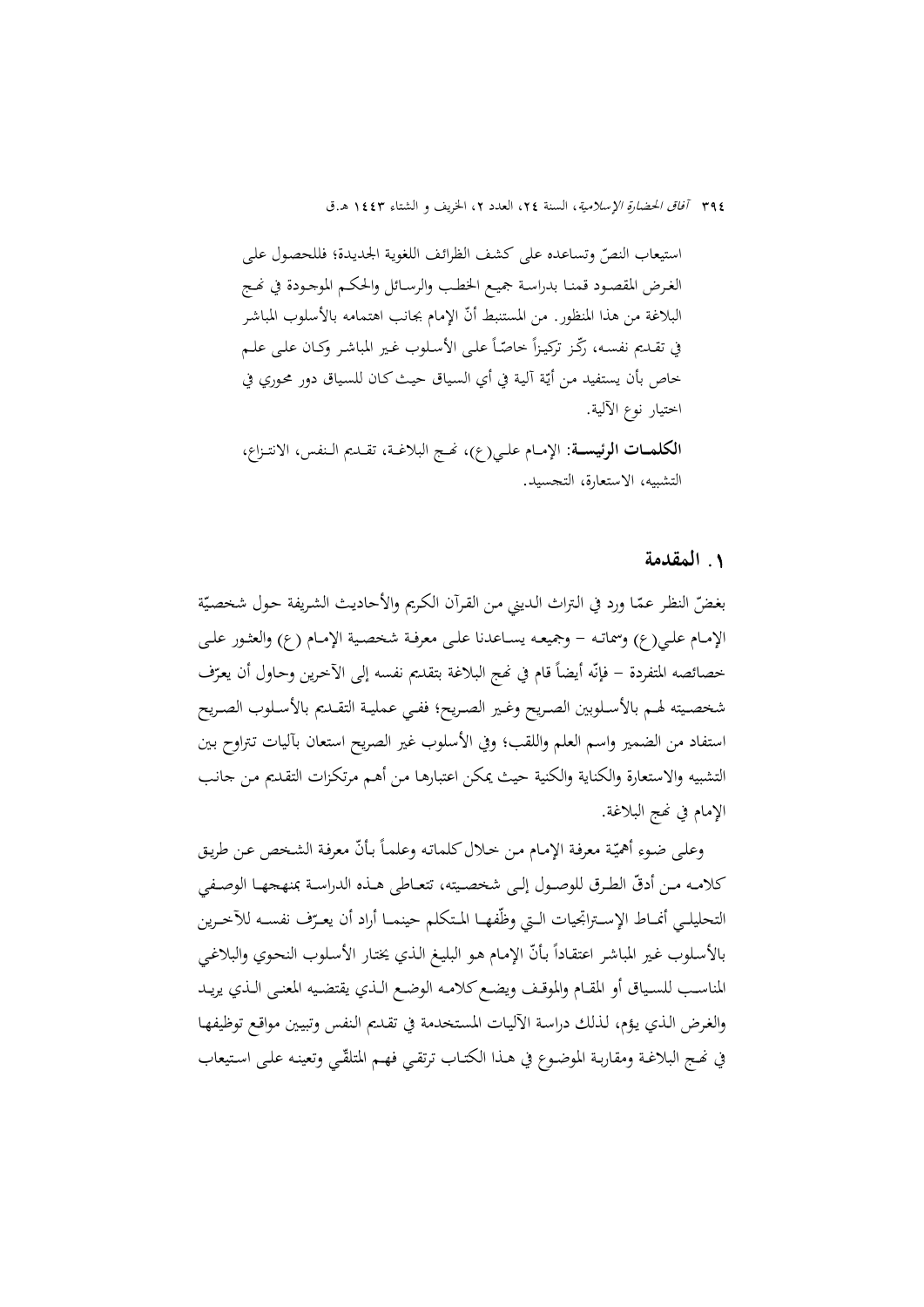استيعاب النصّ وتساعده على كشف الظرائف اللغوية الجديدة؛ فللحصول على الغرض المقصود قمنا بدراسة جميع الخطب والرسائل والحكم الموجودة في نهج البلاغة من هذا المنظور. من المستنبط أنّ الإمام بجانب اهتمامه بالأسلوب المباشر في تقديم نفسه، ركّز تركيزاً خاصّاً على الأسلوب غير المباشر وكان على علم خاص بأن يستفيد من أيّة آلية في أي السياق حيث كان للسياق دور محوري في اختيار نوع الآلية.

**الكلمات الرئيسة**: الإمام علي(ع)، نهج البلاغة، تقديم النفس، الانتزاع، التشبيه، الاستعارة، التجسيد.

## ١. المقدمة

بغضّ النظر عمّا ورد في التراث الديني من القرآن الكريم والأحاديث الشريفة حول شخصيّة الإمام علي(ع) وسماته – وجميعه يساعدنا على معرفة شخصية الإمام (ع) والعثور على خصائصه المتفردة – فإنّه أيضاً قام في نهج البلاغة بتقديم نفسه إلى الآخرين وحاول أن يعرّف شخصيته لهم بالأسلوبين الصريح وغير الصريح؛ ففي عملية التقديم بالأسلوب الصريح استفاد من الضمير واسم العلم واللقب؛ وفي الأسلوب غير الصريح استعان بآليات تتراوح بين التشبيه والاستعارة والكناية والكنية حيث يمكن اعتبارها من أهم مرتكزات التقديم من جانب الإمام في نهج البلاغة.

وعلى ضوء أهمّيّة معرفة الإمام من خلال كلماته وعلماً بأنّ معرفة الشخص عن طريق كلامه من أدقّ الطرق للوصول إلى شخصيته، تتعاطى هذه الدراسة بمنهجها الوصفي التحليلي أنماط الإستراتجيات التي وظّفها المتكلم حينما أراد أن يعرّف نفسه للآخرين بالأسلوب غير المباشر اعتقاداً بأنّ الإمام هو البليغ الذي يختار الأسلوب النحوي والبلاغي المناسب للسياق أو المقام والموقف ويضع كلامه الوضع الذي يقتضيه المعنى الذي يريد والغرض الذي يؤم، لذلك دراسة الآليات المستخدمة في تقديم النفس وتبيين مواقع توظيفها في نهج البلاغة ومقاربة الموضوع في هذا الكتاب ترتقي فهم المتلقّي وتعينه على استيعاب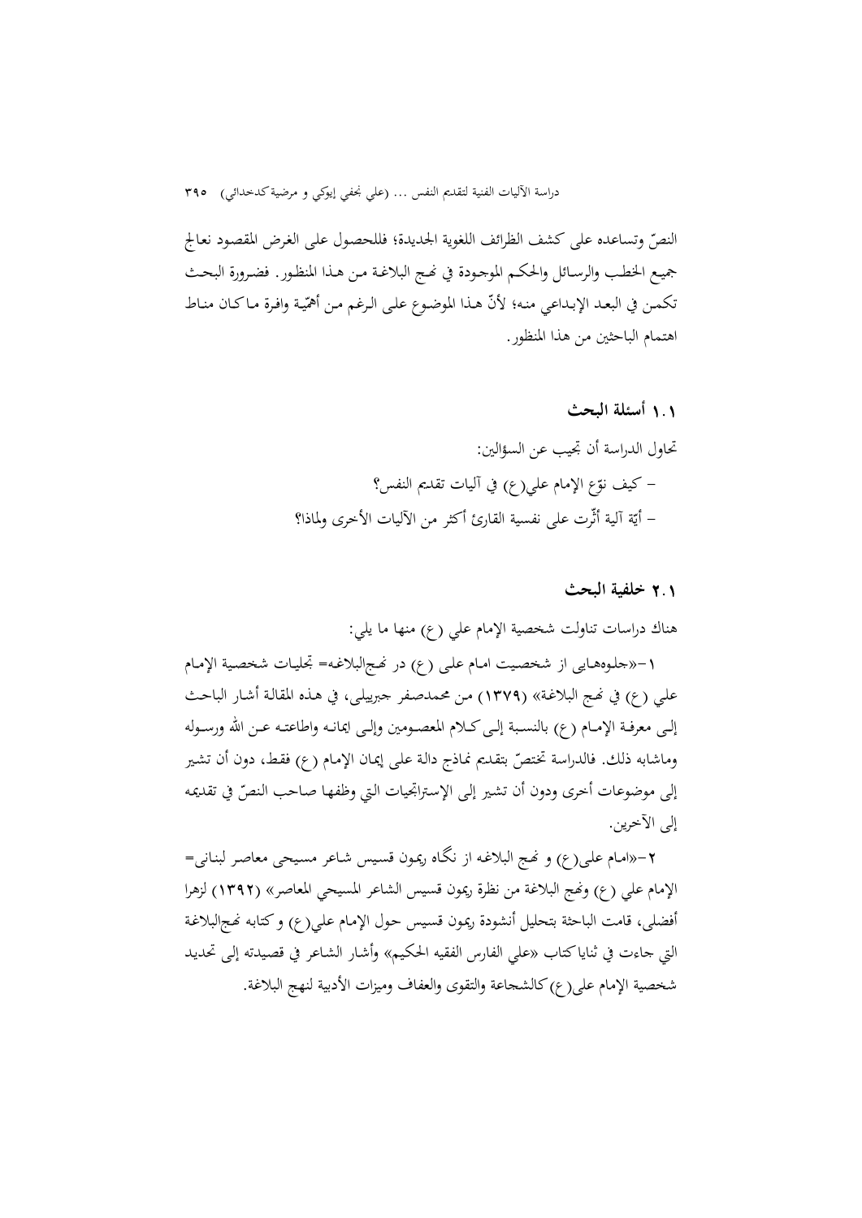النصّ وتساعده على كشف الظرائف اللغوية الجديدة؛ فللحصول على الغرض المقصود نعالج جميع الخطب والرسائل والحكم الموجودة في نهج البلاغة من هذا المنظور. فضرورة البحث تكمن في البعد الإبداعي منه؛ لأنّ هذا الموضوع على الرغم من أهمّية وافرة ماكان مناط اهتمام الباحثين من هذا المنظور.

### ۱.۱ أسئلة البحث

تحاول الدراسة أن تجيب عن السؤالين:

- كيف نوّع الإمام علي(ع) في آليات تقديم النفس؟
- أيّة آلية أثّرت على نفسية القارئ أكثر من الآليات الأخرى ولماذا؟

### ۲.۱ خلفية البحث

هناك دراسات تناولت شخصية الإمام علي (ع) منها ما يلي:

۱-«جلوه‌هایی از شخصیت امام علی (ع) در نهج‌البلاغه= تجليات شخصية الإمام علي (ع) في نهج البلاغة» (۱۳۷۹) من محمدصفر جبرييلى، في هذه المقالة أشار الباحث إلى معرفة الإمام (ع) بالنسبة إلى كلام المعصومين وإلى ايمانه واطاعته عن الله ورسوله وماشابه ذلك. فالدراسة تختصّ بتقديم نماذج دالة على إيمان الإمام (ع) فقط، دون أن تشير إلى موضوعات أخرى ودون أن تشير إلى الإستراتجيات التي وظفها صاحب النصّ في تقديمه إلى الآخرين.

۲-«امام علی(ع) و نهج البلاغه از نگاه ریمون قسیس شاعر مسیحی معاصر لبنانی= الإمام علي (ع) ونهج البلاغة من نظرة ريمون قسيس الشاعر المسيحي المعاصر» (۱۳۹۲) لزهرا أفضلی، قامت الباحثة بتحليل أنشودة ريمون قسيس حول الإمام علي(ع) وكتابه نهج‌البلاغة التي جاءت في ثنايا كتاب «علي الفارس الفقيه الحكيم» وأشار الشاعر في قصيدته إلى تحديد شخصية الإمام علي(ع) كالشجاعة والتقوى والعفاف وميزات الأدبية لنهج البلاغة.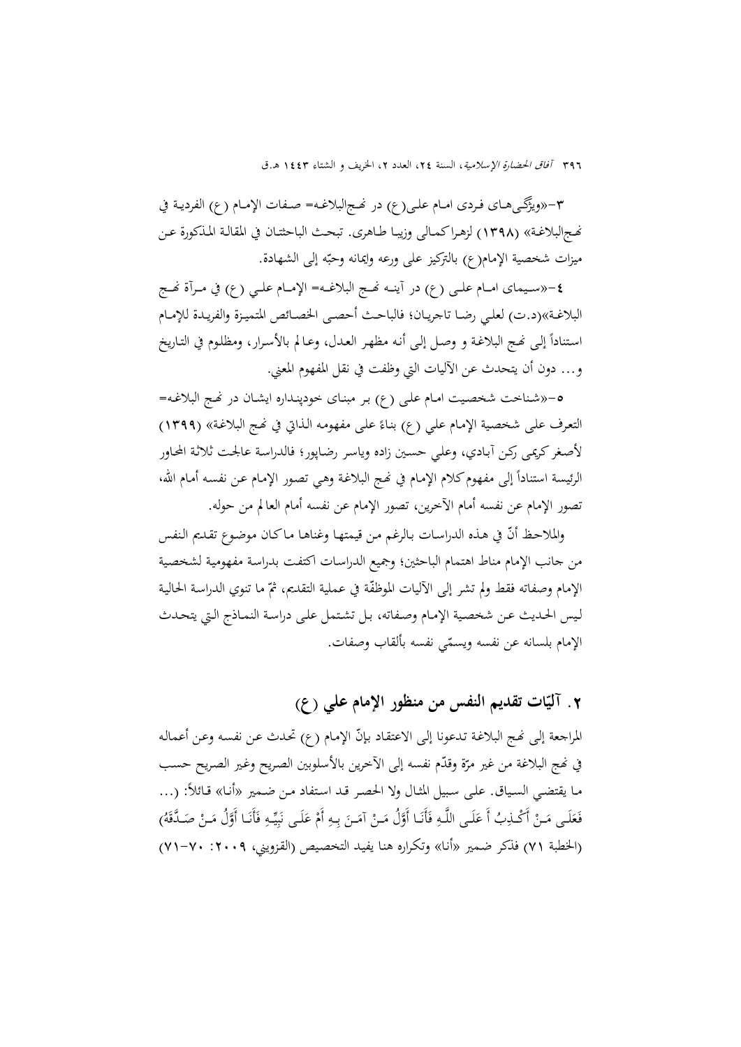٣-«ويژگى‌هاى فردى امام على(ع) در نهج‌البلاغه= صفات الإمام (ع) الفردية في نهج‌البلاغة» (١٣٩٨) لزهرا كمالى وزيبا طاهرى. تبحث الباحثتان في المقالة المذكورة عن ميزات شخصية الإمام(ع) بالتركيز على ورعه وإيمانه وحبّه إلى الشهادة.

٤-«سيماى امام على (ع) در آينه نهج البلاغه= الإمام علي (ع) في مرآة نهج البلاغة»(د.ت) لعلي رضا تاجريان؛ فالباحث أحصى الخصائص المتميزة والفريدة للإمام استناداً إلى نهج البلاغة و وصل إلى أنه مظهر العدل، وعالم بالأسرار، ومظلوم في التاريخ و... دون أن يتحدث عن الآليات التي وظفت في نقل المفهوم المعني.

٥-«شناخت شخصيت امام على (ع) بر مبناى خودپنداره ايشان در نهج البلاغه= التعرف على شخصية الإمام علي (ع) بناءً على مفهومه الذاتي في نهج البلاغة» (١٣٩٩) لأصغر كريمى ركن آبادي، وعلي حسين زاده وياسر رضاپور؛ فالدراسة عالجت ثلاثة المحاور الرئيسة استناداً إلى مفهوم كلام الإمام في نهج البلاغة وهي تصور الإمام عن نفسه أمام الله، تصور الإمام عن نفسه أمام الآخرين، تصور الإمام عن نفسه أمام العالم من حوله.

والملاحظ أنّ في هذه الدراسات بالرغم من قيمتها وغناها ماكان موضوع تقديم النفس من جانب الإمام مناط اهتمام الباحثين؛ وجميع الدراسات اكتفت بدراسة مفهومية لشخصية الإمام وصفاته فقط ولم تشر إلى الآليات الموظّفة في عملية التقديم، ثمّ ما تنوي الدراسة الحالية ليس الحديث عن شخصية الإمام وصفاته، بل تشتمل على دراسة النماذج التي يتحدث الإمام بلسانه عن نفسه ويسمّي نفسه بألقاب وصفات.

## ٢. آليّات تقديم النفس من منظور الإمام علي (ع)

المراجعة إلى نهج البلاغة تدعونا إلى الاعتقاد بأنّ الإمام (ع) تحدث عن نفسه وعن أعماله في نهج البلاغة من غير مرّة وقدّم نفسه إلى الآخرين بالأسلوبين الصريح وغير الصريح حسب ما يقتضي السياق. على سبيل المثال ولا الحصر قد استفاد من ضمير «أنا» قائلاً: (... فَعَلَى مَنْ أَكْذِبُ أَ عَلَى اللَّهِ فَأَنَا أَوَّلُ مَنْ آمَنَ بِهِ أَمْ عَلَى نَبِيِّهِ فَأَنَا أَوَّلُ مَنْ صَدَّقَهُ) (الخطبة ٧١) فذكر ضمير «أنا» وتكراره هنا يفيد التخصيص (القزويني، ٢٠٠٩: ٧٠-٧١)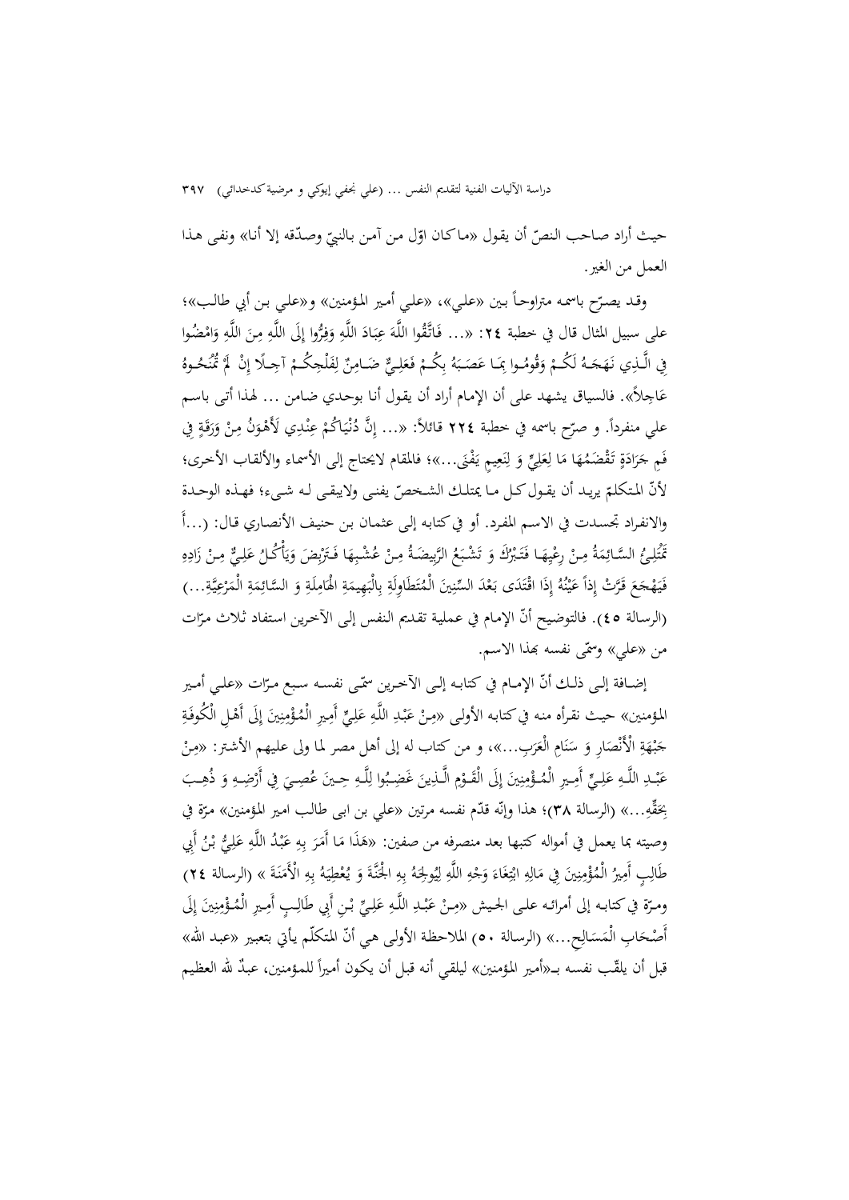حيث أراد صاحب النصّ أن يقول «ماكان اوّل من آمن بالنبيّ وصدّقه إلا أنا» ونفى هذا العمل من الغير.

وقد يصرّح باسمه متراوحاً بين «علي»، «علي أمير المؤمنين» و«علي بن أبي طالب»؛ على سبيل المثال قال في خطبة ٢٤: «... فَاتَّقُوا اللَّهَ عِبَادَ اللَّهِ وَفِرُّوا إِلَى اللَّهِ مِنَ اللَّهِ وَامْضُوا فِي الَّذِي نَهَجَهُ لَكُمْ وَقُومُوا بِمَا عَصَبَهُ بِكُمْ فَعَلِيٌّ ضَامِنٌ لِفَلْجِكُمْ آجِلًا إِنْ لَمْ تُمْنَحُوهُ عَاجِلاً». فالسياق يشهد على أن الإمام أراد أن يقول أنا بوحدي ضامن ... لهذا أتى باسم علي منفرداً. و صرّح باسمه في خطبة ٢٢٤ قائلاً: «... إِنَّ دُنْيَاكُمْ عِنْدِي لَأَهْوَنُ مِنْ وَرَقَةٍ فِي فَمِ جَرَادَةٍ تَقْضَمُهَا مَا لِعَلِيٍّ وَ لِنَعِيمٍ يَفْنَى...»؛ فالمقام لايحتاج إلى الأسماء والألقاب الأخرى؛ لأنّ المتكلمّ يريد أن يقول كل ما يمتلك الشخصُ يفنى ولايبقى له شيء؛ فهذه الوحدة والانفراد تجسدت في الاسم المفرد. أو في كتابه إلى عثمان بن حنيف الأنصاري قال: (...أَ تَمْتَلِئُ السَّائِمَةُ مِنْ رِعْيِهَا فَتَبْرُكَ وَ تَشْبَعُ الرَّبِيضَةُ مِنْ عُشْبِهَا فَتَرْبِضَ وَيَأْكُلُ عَلِيٌّ مِنْ زَادِهِ فَيَهْجَعَ قَرَّتْ إِذاً عَيْنُهُ إِذَا اقْتَدَى بَعْدَ السِّنِينَ الْمُتَطَاوِلَةِ بِالْبَهِيمَةِ الْهَامِلَةِ وَ السَّائِمَةِ الْمَرْعِيَّةِ...) (الرسالة ٤٥). فالتوضيح أنّ الإمام في عملية تقديم النفس إلى الآخرين استفاد ثلاث مرّات من «علي» وسمّى نفسه بهذا الاسم.

إضافة إلى ذلك أنّ الإمام في كتابه إلى الآخرين سمّى نفسه سبع مرّات «علي أمير المؤمنين» حيث نقرأه منه في كتابه الأولى «مِنْ عَبْدِ اللَّهِ عَلِيٍّ أَمِيرِ الْمُؤْمِنِينَ إِلَى أَهْلِ الْكُوفَةِ جَبْهَةِ الْأَنْصَارِ وَ سَنَامِ الْعَرَبِ...»، و من كتاب له إلى أهل مصر لما ولى عليهم الأشتر: «مِنْ عَبْدِ اللَّهِ عَلِيٍّ أَمِيرِ الْمُؤْمِنِينَ إِلَى الْقَوْمِ الَّذِينَ غَضِبُوا لِلَّهِ حِينَ عُصِيَ فِي أَرْضِهِ وَ ذُهِبَ بِحَقِّهِ...» (الرسالة ٣٨)؛ هذا وإنّه قدّم نفسه مرتين «علي بن ابى طالب امير المؤمنين» مرّة في وصيته بما يعمل في أمواله كتبها بعد منصرفه من صفين: «هَذَا مَا أَمَرَ بِهِ عَبْدُ اللَّهِ عَلِيُّ بْنُ أَبِي طَالِبٍ أَمِيرُ الْمُؤْمِنِينَ فِي مَالِهِ ابْتِغَاءَ وَجْهِ اللَّهِ لِيُولِجَهُ بِهِ الْجَنَّةَ وَ يُعْطِيَهُ بِهِ الْأَمَنَةَ » (الرسالة ٢٤) ومرّة في كتابه إلى أمرائه على الجيش «مِنْ عَبْدِ اللَّهِ عَلِيِّ بْنِ أَبِي طَالِبٍ أَمِيرِ الْمُؤْمِنِينَ إِلَى أَصْحَابِ الْمَسَالِحِ...» (الرسالة ٥٠) الملاحظة الأولى هي أنّ المتكلّم يأتي بتعبير «عبد الله» قبل أن يلقّب نفسه بـ«أمير المؤمنين» ليلقي أنه قبل أن يكون أميراً للمؤمنين، عبدٌ لله العظيم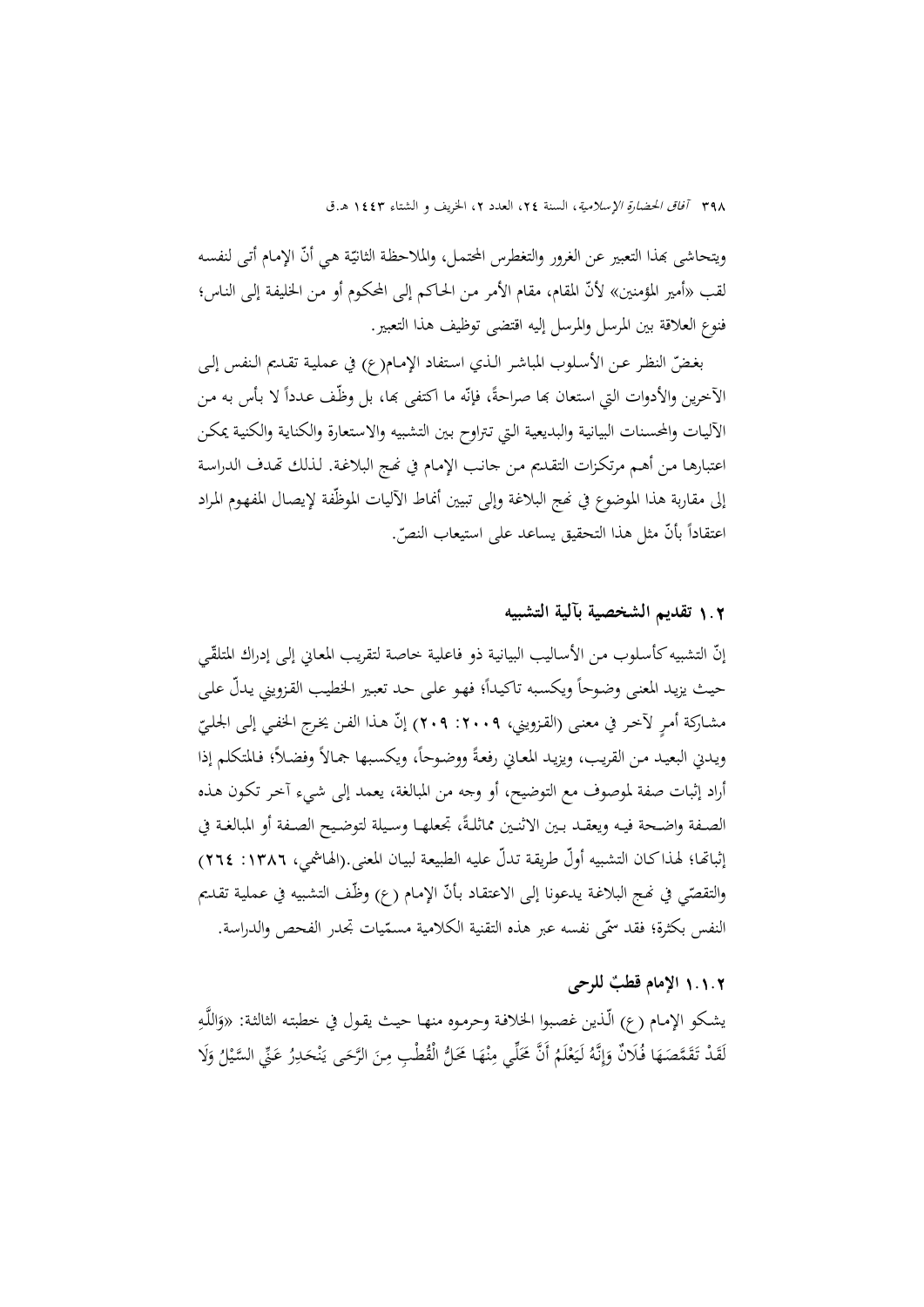ويتحاشى بهذا التعبير عن الغرور والتغطرس المحتمل، والملاحظة الثانيّة هي أنّ الإمام أتى لنفسه لقب «أمير المؤمنين» لأنّ المقام، مقام الأمر من الحاكم إلى المحكوم أو من الخليفة إلى الناس؛ فنوع العلاقة بين المرسل والمرسل إليه اقتضى توظيف هذا التعبير.

بغضّ النظر عن الأسلوب المباشر الذي استفاد الإمام(ع) في عملية تقديم النفس إلى الآخرين والأدوات التي استعان بها صراحةً، فإنّه ما اكتفى بها، بل وظّف عدداً لا بأس به من الآليات والمحسنات البيانية والبديعية التي تتراوح بين التشبيه والاستعارة والكناية والكنية يمكن اعتبارها من أهم مرتكزات التقديم من جانب الإمام في نهج البلاغة. لذلك تهدف الدراسة إلى مقاربة هذا الموضوع في نهج البلاغة وإلى تبيين أنماط الآليات الموظّفة لإيصال المفهوم المراد اعتقاداً بأنّ مثل هذا التحقيق يساعد على استيعاب النصّ.

## ١.٢ تقديم الشخصية بآلية التشبيه

إنّ التشبيه كأسلوب من الأساليب البيانية ذو فاعلية خاصة لتقريب المعاني إلى إدراك المتلقّي حيث يزيد المعنى وضوحاً ويكسبه تاكيداً؛ فهو على حد تعبير الخطيب القزويني يدلّ على مشاركة أمرٍ لآخر في معنى (القزويني، ٢٠٠٩: ٢٠٩) إنّ هذا الفن يخرج الخفي إلى الجليّ ويدني البعيد من القريب، ويزيد المعاني رفعةً ووضوحاً، ويكسبها جمالاً وفضلاً؛ فالمتكلم إذا أراد إثبات صفة لموصوف مع التوضيح، أو وجه من المبالغة، يعمد إلى شيء آخر تكون هذه الصفة واضحة فيه ويعقد بين الاثنين مماثلةً، تجعلها وسيلة لتوضيح الصفة أو المبالغة في إثباتها؛ لهذا كان التشبيه أولّ طريقة تدلّ عليه الطبيعة لبيان المعنى.(الهاشمي، ١٣٨٦: ٢٦٤) والتقصّي في نهج البلاغة يدعونا إلى الاعتقاد بأنّ الإمام (ع) وظّف التشبيه في عملية تقديم النفس بكثرة؛ فقد سمّى نفسه عبر هذه التقنية الكلامية مسمّيات تجدر الفحص والدراسة.

### ١.١.٢ الإمام قطبٌ للرحى

يشكو الإمام (ع) الّذين غصبوا الخلافة وحرموه منها حيث يقول في خطبته الثالثة: «وَاللَّهِ لَقَدْ تَقَمَّصَهَا فُلَانٌ وَإِنَّهُ لَيَعْلَمُ أَنَّ مَحَلِّي مِنْهَا مَحَلُّ الْقُطْبِ مِنَ الرَّحَى يَنْحَدِرُ عَنِّي السَّيْلُ وَلَا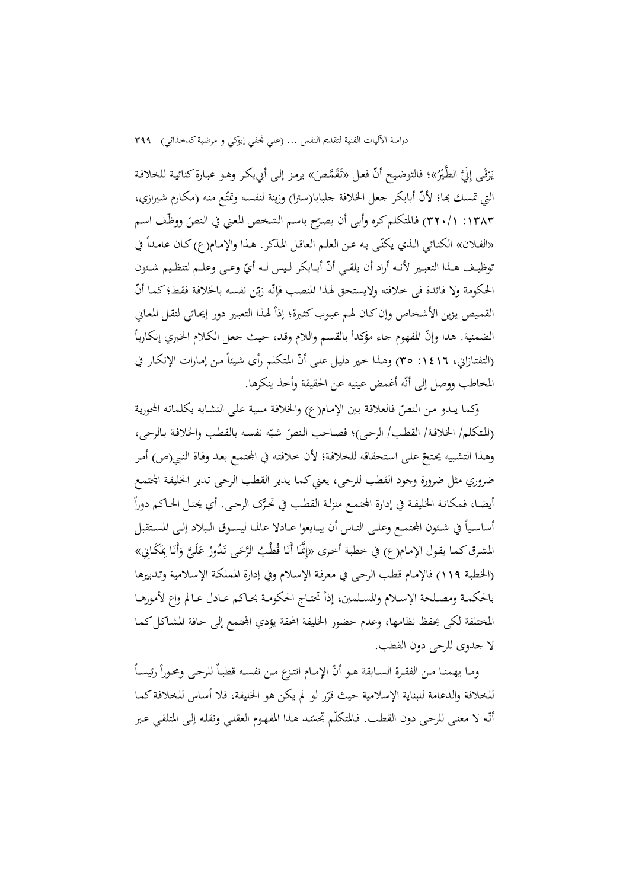يَرْقَى إِلَيَّ الطَّيْرُ»؛ فالتوضيح أنّ فعل «تَقَمَّصَ» يرمز إلى أبي‌بكر وهو عبارة كنائية للخلافة التي تمسك بها؛ لأنّ أبابكر جعل الخلافة جلبابا(سترا) وزينة لنفسه وتمتّع منه (مكارم شيرازي، ١٣٨٣: ١/٣٢٠) فالمتكلم كره وأبى أن يصرّح باسم الشخص المعني في النصّ ووظّف اسم «الفلان» الكنائي الذي يكنّى به عن العلم العاقل المذكر. هذا والإمام(ع) كان عامداً في توظيف هذا التعبير لأنه أراد أن يلقي أنّ أبابكر ليس له أيّ وعى وعلم لتنظيم شئون الحكومة ولا فائدة في خلافته ولايستحق لهذا المنصب فإنّه زيّن نفسه بالخلافة فقط؛ كما أنّ القميص يزين الأشخاص وإن كان لهم عيوب كثيرة؛ إذاً لهذا التعبير دور إيحائي لنقل المعاني الضمنية. هذا وإنّ المفهوم جاء مؤكداً بالقسم واللام وقد، حيث جعل الكلام الخبري إنكارياً (التفتازاني، ١٤١٦: ٣٥) وهذا خير دليل على أنّ المتكلم رأى شيئاً من إمارات الإنكار في المخاطب ووصل إلى أنّه أغمض عينيه عن الحقيقة وأخذ ينكرها.

وكما يبدو من النصّ فالعلاقة بين الإمام(ع) والخلافة مبنية على التشابه بكلماته المحورية (المتكلم/ الخلافة/ القطب/ الرحى)؛ فصاحب النصّ شبّه نفسه بالقطب والخلافة بالرحى، وهذا التشبيه يحتجّ على استحقاقه للخلافة؛ لأن خلافته في المجتمع بعد وفاة النبي(ص) أمر ضروري مثل ضرورة وجود القطب للرحى، يعني كما يدير القطب الرحى تدير الخليفة المجتمع أيضا، فمكانة الخليفة في إدارة المجتمع منزلة القطب في تحرّك الرحى. أي يحتل الحاكم دوراً أساسياً في شئون المجتمع وعلى الناس أن يبايعوا عادلا عالما ليسوق البلاد إلى المستقبل المشرق كما يقول الإمام(ع) في خطبة أخرى «إِنَّمَا أَنَا قُطْبُ الرَّحَى تَدُورُ عَلَيَّ وَأَنَا بِمَكَانِي» (الخطبة ١١٩) فالإمام قطب الرحى في معرفة الإسلام وفي إدارة المملكة الإسلامية وتدبيرها بالحكمة ومصلحة الإسلام والمسلمين، إذاً تحتاج الحكومة بحاكم عادل عالم واع لأمورها المختلفة لكي يحفظ نظامها، وعدم حضور الخليفة المحقة يؤدي المجتمع إلى حافة المشاكل كما لا جدوى للرحى دون القطب.

وما يهمنا من الفقرة السابقة هو أنّ الإمام انتزع من نفسه قطباً للرحى ومحوراً رئيساً للخلافة والدعامة للبناية الإسلامية حيث قرّر لو لم يكن هو الخليفة، فلا أساس للخلافة كما أنّه لا معنى للرحى دون القطب. فالمتكلّم تجسّد هذا المفهوم العقلي ونقله إلى المتلقي عبر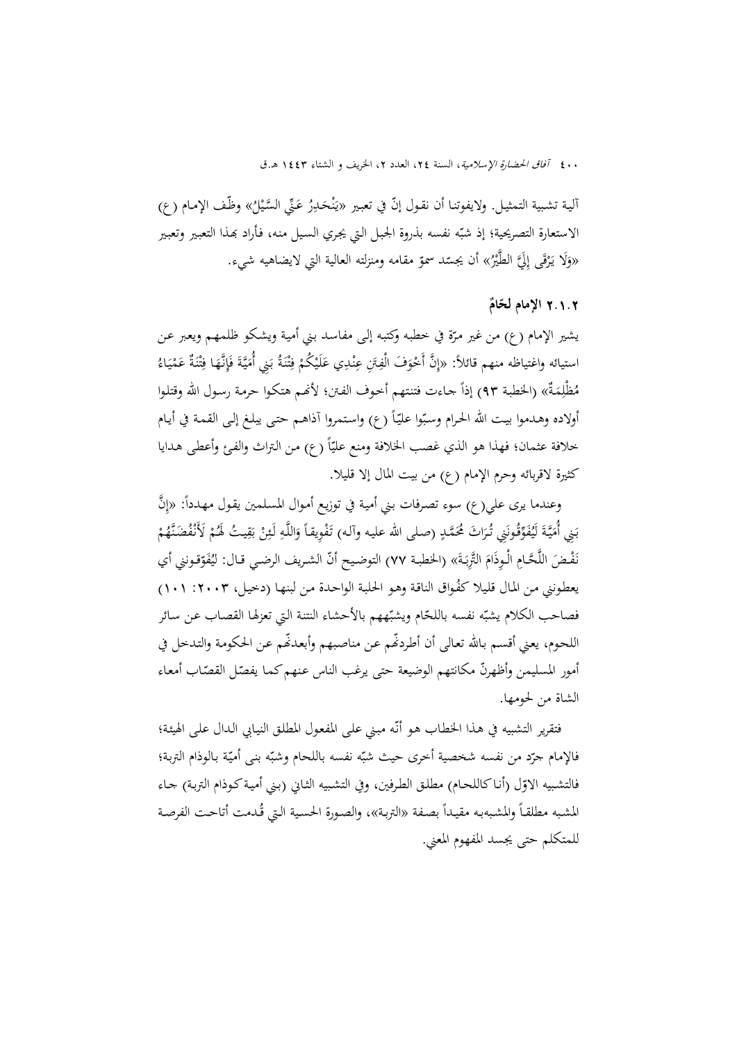آلية تشبية التمثيل. ولايفوتنا أن نقول إنّ في تعبير «يَنْحَدِرُ عَنِّي السَّيْلُ» وظّف الإمام (ع) الاستعارة التصريحية؛ إذ شبّه نفسه بذروة الجبل التي يجري السيل منه، فأراد بهذا التعبير وتعبير «وَلَا يَرْقَى إِلَيَّ الطَّيْرُ» أن يجسّد سموّ مقامه ومنزلته العالية التي لايضاهيه شيء.

### ٢.١.٢ الإمام لحّامٌ

يشير الإمام (ع) من غير مرّة في خطبه وكتبه إلى مفاسد بني أمية ويشكو ظلمهم ويعبر عن استيائه واغتياظه منهم قائلاً: «إِنَّ أَخْوَفَ الْفِتَنِ عِنْدِي عَلَيْكُمْ فِتْنَةُ بَنِي أُمَيَّةَ فَإِنَّهَا فِتْنَةٌ عَمْيَاءُ مُظْلِمَةٌ» (الخطبة ٩٣) إذاً جاءت فتنتهم أخوف الفتن؛ لأنهم هتكوا حرمة رسول الله وقتلوا أولاده وهدموا بيت الله الحرام وسبّوا علياً (ع) واستمروا آذاهم حتى يبلغ إلى القمة في أيام خلافة عثمان؛ فهذا هو الذي غصب الخلافة ومنع علياً (ع) من التراث والفيئ وأعطى هدايا كثيرة لاقربائه وحرم الإمام (ع) من بيت المال إلا قليلا.

وعندما يرى علي(ع) سوء تصرفات بني أمية في توزيع أموال المسلمين يقول مهدداً: «إِنَّ بَنِي أُمَيَّةَ لَيُفَوِّقُونَنِي تُرَاثَ مُحَمَّدٍ (صلى الله عليه وآله) تَفْوِيقاً وَاللَّهِ لَئِنْ بَقِيتُ لَهُمْ لَأَنْفُضَنَّهُمْ نَفْضَ اللَّحَّامِ الْوِذَامَ التَّرِبَةَ» (الخطبة ٧٧) التوضيح أنّ الشريف الرضي قال: لَيُفَوّقونني أي يعطونني من المال قليلا كفُواق الناقة وهو الحلبة الواحدة من لبنها (دخيل، ٢٠٠٣: ١٠١) فصاحب الكلام يشبّه نفسه باللحّام ويشبّههم بالأحشاء النتنة التي تعزلها القصاب عن سائر اللحوم، يعني أقسم بالله تعالى أن أطردنّهم عن مناصبهم وأبعدنّهم عن الحكومة والتدخل في أمور المسليمن وأظهرنّ مكانتهم الوضيعة حتى يرغب الناس عنهم كما يفصّل القصّاب أمعاء الشاة من لحومها.

فتقرير التشبيه في هذا الخطاب هو أنّه مبني على المفعول المطلق النيابي الدال على الهيئة؛ فالإمام جرّد من نفسه شخصية أخرى حيث شبّه نفسه باللحام وشبّه بنى أميّة بالوذام التربة؛ فالتشبيه الاوّل (أنا كاللحام) مطلق الطرفين، وفي التشبيه الثاني (بني أمية كوذام التربة) جاء المشبه مطلقاً والمشبه‌به مقيداً بصفة «التربة»، والصورة الحسية التي قُدمت أتاحت الفرصة للمتكلم حتى يجسد المفهوم المعني.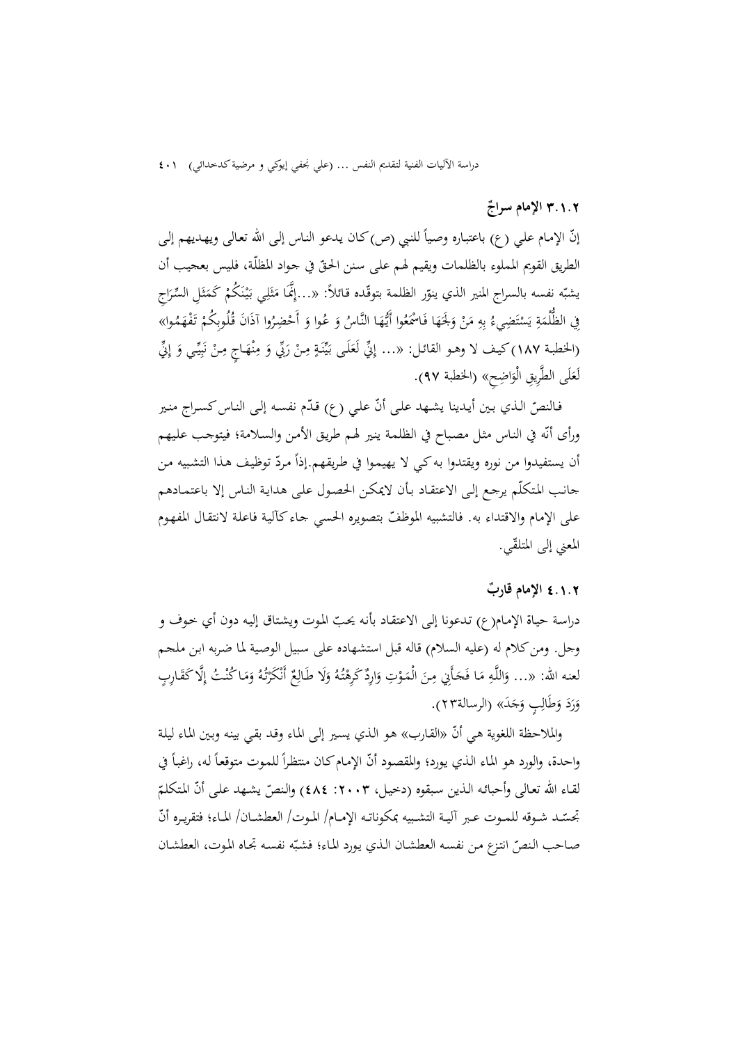### ۳.۱.۲ الإمام سراجٌ

إنّ الإمام علي (ع) باعتباره وصياً للنبي (ص) كان يدعو الناس إلى الله تعالى ويهديهم إلى الطريق القويم المملوء بالظلمات ويقيم لهم على سنن الحقّ في جواد المظلّة، فليس بعجيب أن يشبّه نفسه بالسراج المنير الذي ينوّر الظلمة بتوقّده قائلاً: «...إِنَّمَا مَثَلِي بَيْنَكُمْ كَمَثَلِ السِّرَاجِ فِي الظُّلْمَةِ يَسْتَضِيءُ بِهِ مَنْ وَلَجَهَا فَاسْمَعُوا أَيُّهَا النَّاسُ وَ عُوا وَ أَحْضِرُوا آذَانَ قُلُوبِكُمْ تَفْهَمُوا» (الخطبة ۱۸۷) كيف لا وهو القائل: «... إِنِّي لَعَلَى بَيِّنَةٍ مِنْ رَبِّي وَ مِنْهَاجٍ مِنْ نَبِيِّي وَ إِنِّي لَعَلَى الطَّرِيقِ الْوَاضِحِ» (الخطبة ۹۷).

فالنصّ الذي بين أيدينا يشهد على أنّ علي (ع) قدّم نفسه إلى الناس كسراج منير ورأى أنّه في الناس مثل مصباح في الظلمة ينير لهم طريق الأمن والسلامة؛ فيتوجب عليهم أن يستفيدوا من نوره ويقتدوا به كي لا يهيموا في طريقهم.إذاً مردّ توظيف هذا التشبيه من جانب المتكلّم يرجع إلى الاعتقاد بأن لايمكن الحصول على هداية الناس إلا باعتمادهم على الإمام والاقتداء به. فالتشبيه الموظفّ بتصويره الحسي جاء كآلية فاعلة لانتقال المفهوم المعني إلى المتلقّي.

### ٤.۱.۲ الإمام قاربٌ

دراسة حياة الإمام(ع) تدعونا إلى الاعتقاد بأنه يحبّ الموت ويشتاق إليه دون أي خوف و وجل. ومن كلام له (عليه السلام) قاله قبل استشهاده على سبيل الوصية لما ضربه ابن ملجم لعنه الله: «... وَاللَّهِ مَا فَجَأَنِي مِنَ الْمَوْتِ وَارِدٌ كَرِهْتُهُ وَلَا طَالِعٌ أَنْكَرْتُهُ وَمَا كُنْتُ إِلَّا كَقَارِبٍ وَرَدَ وَطَالِبٍ وَجَدَ» (الرسالة۲۳).

والملاحظة اللغوية هي أنّ «القارب» هو الذي يسير إلى الماء وقد بقي بينه وبين الماء ليلة واحدة، والورد هو الماء الذي يورد؛ والمقصود أنّ الإمام كان منتظراً للموت متوقعاً له، راغباً في لقاء الله تعالى وأحبائه الذين سبقوه (دحيل، ۲۰۰۳: ٤٨٤) والنصّ يشهد على أنّ المتكلّم تجسّد شوقه للموت عبر آلية التشبيه بمكوناته الإمام/ الموت/ العطشان/ الماء؛ فتقريره أنّ صاحب النصّ انتزع من نفسه العطشان الذي يورد الماء؛ فشبّه نفسه تجاه الموت، العطشان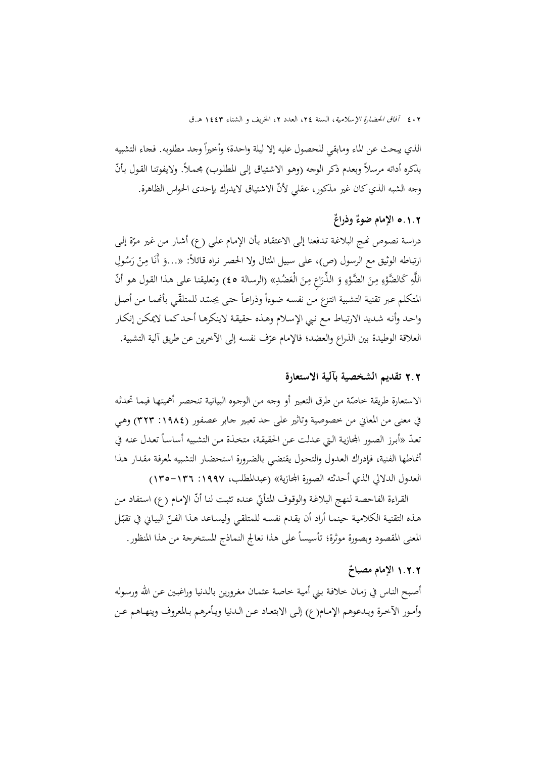الذي يبحث عن الماء ومابقي للحصول عليه إلا ليلة واحدة؛ وأخيراً وجد مطلوبه. فجاء التشبيه بذكره أداته مرسلاً وبعدم ذكر الوجه (وهو الاشتياق إلى المطلوب) مجملاً. ولايفوتنا القول بأنّ وجه الشبه الذي كان غير مذكور، عقلي لأنّ الاشتياق لايدرك بإحدى الحواس الظاهرة.

### ۵.۱.۲ الإمام ضوءٌ وذراعٌ

دراسة نصوص نهج البلاغة تدفعنا إلى الاعتقاد بأن الإمام علي (ع) أشار من غير مرّة إلى ارتباطه الوثيق مع الرسول (ص)، على سبيل المثال ولا الحصر نراه قائلاً: «...وَ أَنَا مِنْ رَسُولِ اللَّهِ كَالضَّوْءِ مِنَ الضَّوْءِ وَ الذِّرَاعِ مِنَ الْعَضُدِ» (الرسالة ۴۵) وتعليقنا على هذا القول هو أنّ المتكلم عبر تقنية التشبية انتزع من نفسه ضوءاً وذراعاً حتى يجسّد للمتلقّي بأنهما من أصل واحد وأنه شديد الارتباط مع نبي الإسلام وهذه حقيقة لاينكرها أحد كما لايمكن إنكار العلاقة الوطيدة بين الذراع والعضد؛ فالإمام عرّف نفسه إلى الآخرين عن طريق آلية التشبية.

## ۲.۲ تقديم الشخصية بآلية الاستعارة

الاستعارة طريقة خاصّة من طرق التعبير أو وجه من الوجوه البيانية تنحصر أهميتها فيما تحدثه في معنى من المعاني من خصوصية وتأثير على حد تعبير جابر عصفور (۱۹۸۴: ۳۲۳) وهي تعدّ «أبرز الصور المجازية التي عدلت عن الحقيقة، متخذة من التشبيه أساساً تعدل عنه في أنماطها الفنية، فإدراك العدول والتحول يقتضي بالضرورة استحضار التشبيه لمعرفة مقدار هذا العدول الدلالي الذي أحدثته الصورة المجازية» (عبدالمطلب، ۱۹۹۷: ۱۳۶-۱۳۵)

القراءة الفاحصة لنهج البلاغة والوقوف المتأنّي عنده تثبت لنا أنّ الإمام (ع) استفاد من هذه التقنية الكلامية حينما أراد أن يقدم نفسه للمتلقي وليساعد هذا الفنّ البياني في تقبّل المعنى المقصود وبصورة موثرة؛ تأسيساً على هذا نعالج النماذج المستخرجة من هذا المنظور.

### ۱.۲.۲ الإمام مصباحٌ

أصبح الناس في زمان خلافة بني أمية خاصة عثمان مغرورين بالدنيا وراغبين عن الله ورسوله وأمور الآخرة ويدعوهم الإمام(ع) إلى الابتعاد عن الدنيا ويأمرهم بالمعروف وينهاهم عن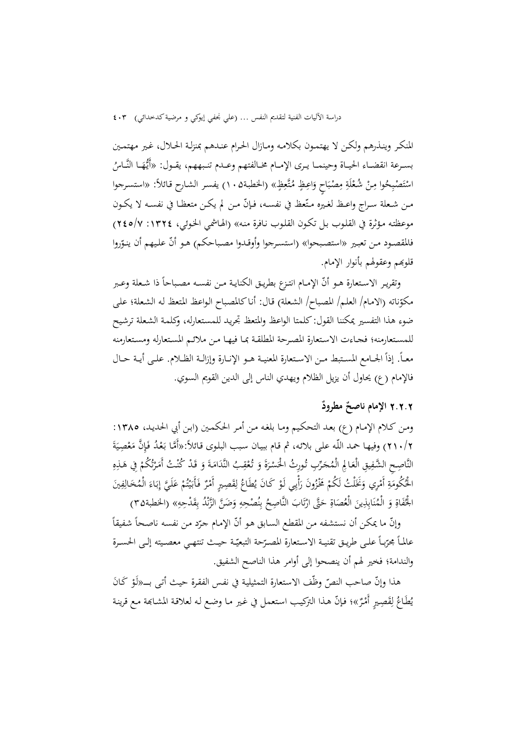المنكر وينذرهم ولكن لا يهتمون بكلامه ومازال الحرام عندهم بمنزلة الحلال، غير مهتمين بسرعة انقضاء الحياة وحينما يرى الإمام مخالفتهم وعدم تنبههم، يقول: «أَيُّهَا النَّاسُ اسْتَصْبِحُوا مِنْ شُعْلَةِ مِصْبَاحٍ وَاعِظٍ مُتَّعِظٍ» (الخطبة١٠٥) يفسر الشارح قائلاً: «استسرجوا من شعلة سراج واعظ لغيره متّعظ في نفسه، فإنّ من لم يكن متعظا في نفسه لا يكون موعظته مؤثرة في القلوب بل تكون القلوب نافرة منه» (الهاشمي الخوئي، ١٣٢٤: ٧/٢٤٥) فالمقصود من تعبير «استصبحوا» (استسرجوا وأوقدوا مصباحكم) هو أنّ عليهم أن ينوّروا قلوبهم وعقولهم بأنوار الإمام.

وتقرير الاستعارة هو أنّ الإمام انتزع بطريق الكناية من نفسه مصباحاً ذا شعلة وعبر مكوّناته (الامام/ العلم/ المصباح/ الشعلة) قال: أنا كالمصباح الواعظ المتعظ له الشعلة؛ على ضوء هذا التفسير يمكننا القول: كلمتا الواعظ والمتعظ تجريد للمستعارله، وكلمة الشعلة ترشيح للمستعارمنه؛ فجاءت الاستعارة المصرحة المطلقة بما فيها من ملائم المستعارله ومستعارمنه معاً. إذاً الجامع المستبط من الاستعارة المعنية هو الإنارة وإزالة الظلام. على أية حال فالإمام (ع) يحاول أن يزيل الظلام ويهدي الناس إلى الدين القويم السوي.

### ٢.٢.٢ الإمام ناصحٌ مطرودٌ

ومن كلام الإمام (ع) بعد التحكيم وما بلغه من أمر الحكمين (ابن أبي الحديد، ١٣٨٥: ٢/٢١٠) وفيها حمد اللّه على بلائه، ثم قام ببيان سبب البلوى قائلاً:«أَمَّا بَعْدُ فَإِنَّ مَعْصِيَةَ النَّاصِحِ الشَّفِيقِ الْعَالِمِ الْمُجَرِّبِ تُورِثُ الْحَسْرَةَ وَ تُعْقِبُ النَّدَامَةَ وَ قَدْ كُنْتُ أَمَرْتُكُمْ فِي هَذِهِ الْحُكُومَةِ أَمْرِي وَنَخَلْتُ لَكُمْ مَخْزُونَ رَأْيِي لَوْ كَانَ يُطَاعُ لِقَصِيرٍ أَمْرٌ فَأَبَيْتُمْ عَلَيَّ إِبَاءَ الْمُخَالِفِينَ الْجُفَاةِ وَ الْمُنَابِذِينَ الْعُصَاةِ حَتَّى ارْتَابَ النَّاصِحُ بِنُصْحِهِ وَضَنَّ الزَّنْدُ بِقَدْحِهِ» (الخطبة٣٥)

وإنّ ما يمكن أن نستشفه من المقطع السابق هو أنّ الإمام جرّد من نفسه ناصحاً شفيقاً عالماً مجرّباً على طريق تقنية الاستعارة المصرّحة التبعيّة حيث تنتهي معصيته إلى الحسرة والندامة؛ فخير لهم أن ينصحوا إلى أوامر هذا الناصح الشفيق.

هذا وإنّ صاحب النصّ وظّف الاستعارة التمثيلية في نفس الفقرة حيث أتى بـ«لَوْ كَانَ يُطَاعُ لِقَصِيرٍ أَمْرٌ»؛ فإنّ هذا التركيب استعمل في غير ما وضع له لعلاقة المشابهة مع قرينة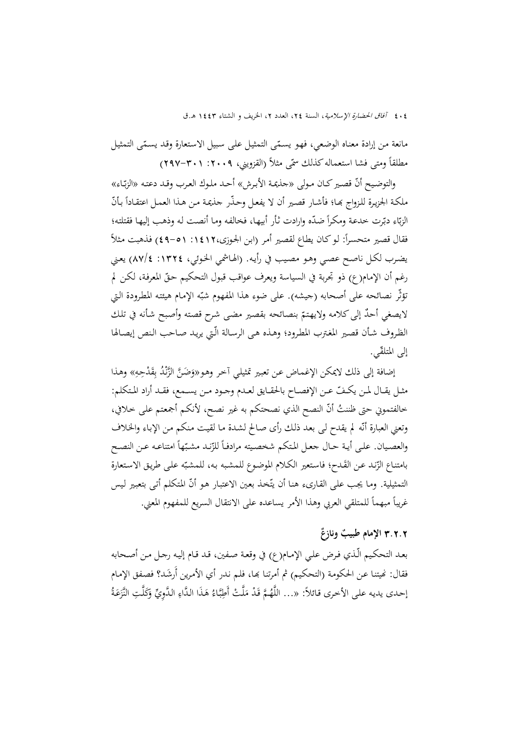مانعة من إرادة معناه الوضعي، فهو يسمّى التمثيل على سبيل الاستعارة وقد يسمّى التمثيل مطلقاً ومتى فشا استعماله كذلك سمّى مثلاً (القزويني، ۲۰۰۹: ۳۰۱-۲۹۷)

والتوضيح أنّ قصير كان مولى «جذيمة الأبرش» أحد ملوك العرب وقد دعته «الزبّاء» ملكة الجزيرة للزواج بها؛ فأشار قصير أن لا يفعل وحذّر جذيمة من هذا العمل اعتقاداً بأنّ الزبّاء دبّرت خدعة ومكراً ضدّه وارادت ثأر أبيها، فخالفه وما أنصت له وذهب إليها فقتلته؛ فقال قصير متحسراً: لو كان يطاع لقصير أمر (ابن الجوزى،١٤١٢: ٥١-٤٩) فذهبت مثلاً يضرب لكل ناصح عصي وهو مصيب في رأيه. (الهاشمي الخوئي، ١٣٢٤: ٨٧/٤) يعني رغم أن الإمام(ع) ذو تجربة في السياسة ويعرف عواقب قبول التحكيم حقّ المعرفة، لكن لم تؤثّر نصائحه على أصحابه (جيشه). على ضوء هذا المفهوم شبّه الإمام هيئته المطرودة التي لايصغي أحدٌ إلى كلامه ولايهتمّ بنصائحه بقصير مضى شرح قصته وأصبح شأنه في تلك الظروف شأن قصير المغترب المطرود؛ وهذه هى الرسالة الّتي يريد صاحب النص إيصالها إلى المتلقّي.

إضافة إلى ذلك لايمكن الإغماض عن تعبير تمثيلي آخر وهو«وَضَنَّ الزَّنْدُ بِقَدْحِهِ» وهذا مثل يقال لمن يكفّ عن الإفصاح بالحقايق لعدم وجود من يسمع، فقد أراد المتكلم: خالفتموني حتى ظننتُ أنّ النصح الذي نصحتكم به غير نصح، لأنكم أجمعتم على خلافي، وتعني العبارة أنّه لم يقدح لی بعد ذلك رأی صالح لشدة ما لقيت منكم من الإباء والخلاف والعصيان. على أية حال جعل المتكم شخصيته مرادفاً للزّند مشبّهاً امتناعه عن النصح بامتناع الزّند عن القَدح؛ فاستعير الكلام الموضوع للمشبه به، للمشبّه على طريق الاستعارة التمثيلية. وما يجب على القارىء هنا أن يتّخذ بعين الاعتبار هو أنّ المتكلم أتى بتعبير ليس غريباً مبهماً للمتلقي العربي وهذا الأمر يساعده على الانتقال السريع للمفهوم المعني.

### ٣.٢.٢ الإمام طبيبٌ ونازعٌ

بعد التحكيم الّذي فرض علي الإمام(ع) في وقعة صفين، قد قام إليه رجل من أصحابه فقال: نهيتنا عن الحكومة (التحكيم) ثم أمرتنا بها، فلم ندر أي الأمرين أَرشَد؟ فصفق الإمام إحدى يديه على الأخرى قائلاً: «... اللَّهُمَّ قَدْ مَلَّتْ أَطِبَّاءُ هَذَا الدَّاءِ الدَّوِيِّ وَكَلَّتِ النَّزَعَةُ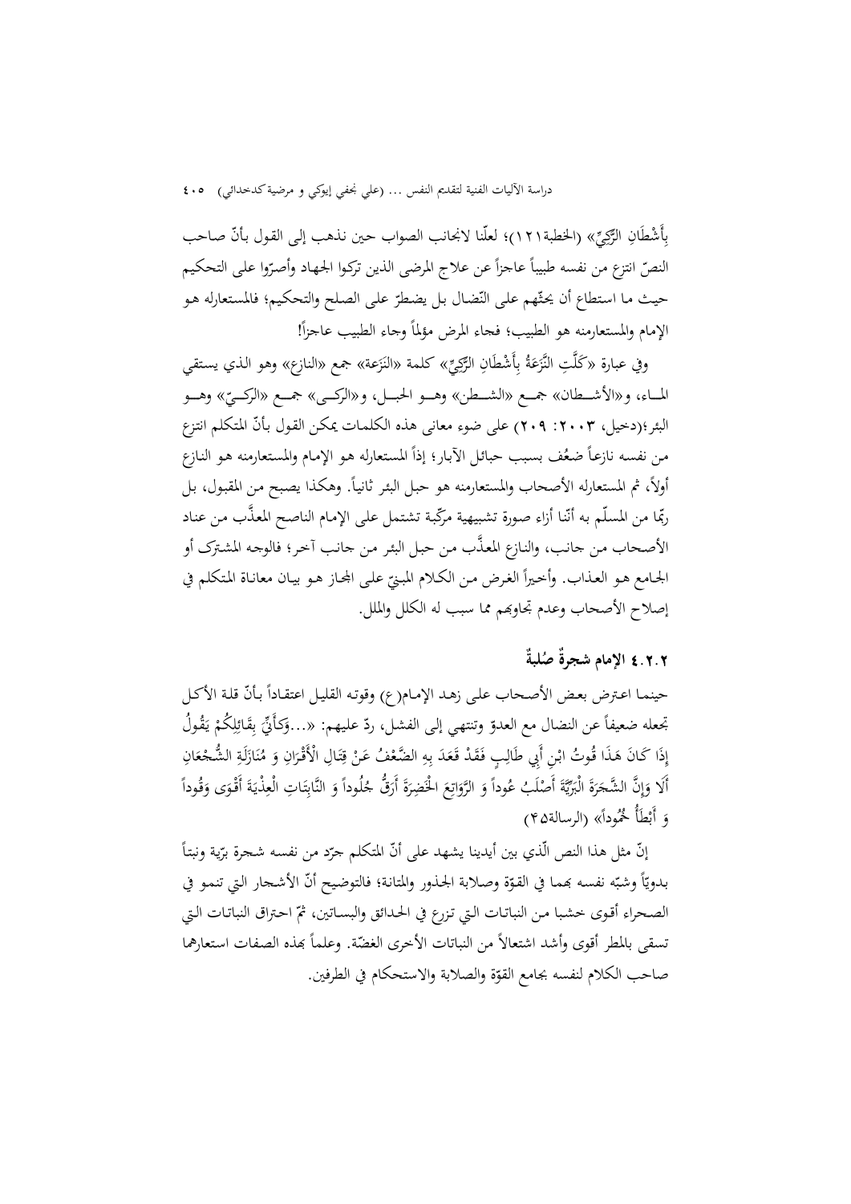بِأَشْطَانِ الرَّكِيِّ» (الخطبة١٢١)؛ لعلّنا لانجانب الصواب حين نذهب إلى القول بأنّ صاحب النصّ انتزع من نفسه طبيباً عاجزاً عن علاج المرضى الذين تركوا الجهاد وأصرّوا على التحكيم حيث ما استطاع أن يحثّهم على النّضال بل يضطرّ على الصلح والتحكيم؛ فالمستعاره هو الإمام والمستعارمنه هو الطبيب؛ فجاء المرض مؤلماً وجاء الطبيب عاجزاً!

وفي عبارة «كَلَّتِ النَّزَعَةُ بِأَشْطَانِ الرَّكِيِّ» كلمة «النَزَعة» جمع «النازع» وهو الذي يستقي الماء، و«الأشطان» جمع «الشطن» وهو الحبل، و«الركي» جمع «الركيّ» وهو البئر؛(دخيل، ٢٠٠٣: ٢٠٩) على ضوء معاني هذه الكلمات يمكن القول بأنّ المتكلم انتزع من نفسه نازعاً ضعُف بسبب حبائل الآبار؛ إذاً المستعاره هو الإمام والمستعارمنه هو النازع أولاً، ثم المستعاره الأصحاب والمستعارمنه هو حبل البئر ثانياً. وهكذا يصبح من المقبول، بل ربّما من المسلّم به أنّنا أزاء صورة تشبيهية مركّبة تشتمل على الإمام الناصح المعذَّب من عناد الأصحاب من جانب، والنازع المعذَّب من حبل البئر من جانب آخر؛ فالوجه المشترك أو الجامع هو العذاب. وأخيراً الغرض من الكلام المبنيّ على المجاز هو بيان معاناة المتكلم في إصلاح الأصحاب وعدم تجاوبهم مما سبب له الكلل والملل.

### ٤.٢.٢ الإمام شجرةٌ صُلبةٌ

حينما اعترض بعض الأصحاب على زهد الإمام(ع) وقوته القليل اعتقاداً بأنّ قلة الأكل تجعله ضعيفاً عن النضال مع العدوّ وتنتهي إلى الفشل، ردّ عليهم: «...وَكَأَنِّي بِقَائِلِكُمْ يَقُولُ إِذَا كَانَ هَذَا قُوتُ ابْنِ أَبِي طَالِبٍ فَقَدْ قَعَدَ بِهِ الضَّعْفُ عَنْ قِتَالِ الْأَقْرَانِ وَ مُنَازَلَةِ الشُّجْعَانِ أَلَا وَإِنَّ الشَّجَرَةَ الْبَرِّيَّةَ أَصْلَبُ عُوداً وَ الرَّوَاتِعَ الْخَضِرَةَ أَرَقُّ جُلُوداً وَ النَّابِتَاتِ الْعِذْيَةَ أَقْوَى وَقُوداً وَ أَبْطَأُ خُمُوداً» (الرسالة٤٥)

إنّ مثل هذا النص الّذي بين أيدينا يشهد على أنّ المتكلم جرّد من نفسه شجرة برّية ونبتاً بدويّاً وشبّه نفسه بهما في القوّة وصلابة الجذور والمتانة؛ فالتوضيح أنّ الأشجار التي تنمو في الصحراء أقوى خشبا من النباتات التي تزرع في الحدائق والبساتين، ثمّ احتراق النباتات التي تسقى بالمطر أقوى وأشد اشتعالاً من النباتات الأخرى الغضّة. وعلماً بهذه الصفات استعارهما صاحب الكلام لنفسه بجامع القوّة والصلابة والاستحكام في الطرفين.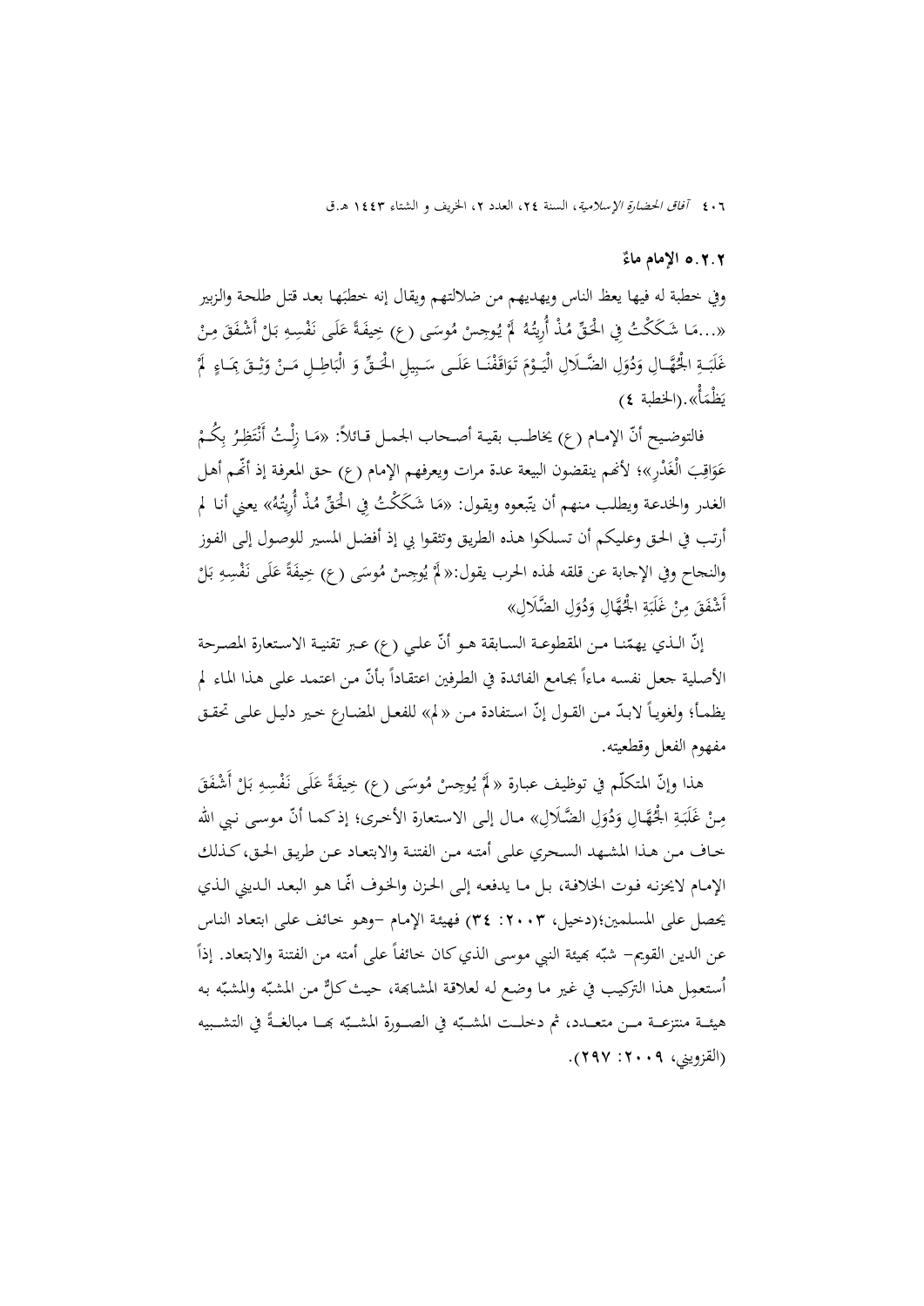### ٥.٢.٢ الإمام ماءٌ

وفي خطبة له فيها يعظ الناس ويهديهم من ضلالتهم ويقال إنه خطبَها بعد قتل طلحة والزبير «...مَا شَكَكْتُ فِي الْحَقِّ مُذْ أُرِيتُهُ لَمْ يُوجِسْ مُوسَى (ع) خِيفَةً عَلَى نَفْسِهِ بَلْ أَشْفَقَ مِنْ غَلَبَةِ الْجُهَّالِ وَدُوَلِ الضَّلَالِ الْيَوْمَ تَوَاقَفْنَا عَلَى سَبِيلِ الْحَقِّ وَ الْبَاطِلِ مَنْ وَثِقَ بِمَاءٍ لَمْ يَظْمَأْ».(الخطبة ٤)

فالتوضيح أنّ الإمام (ع) يخاطب بقية أصحاب الجمل قائلاً: «مَا زِلْتُ أَنْتَظِرُ بِكُمْ عَوَاقِبَ الْغَدْرِ»؛ لأنهم ينقضون البيعة عدة مرات ويعرفهم الإمام (ع) حق المعرفة إذ أنّهم أهل الغدر والخدعة ويطلب منهم أن يتّبعوه ويقول: «مَا شَكَكْتُ فِي الْحَقِّ مُذْ أُرِيتُهُ» يعني أنا لم أرتب في الحق وعليكم أن تسلكوا هذه الطريق وتثقوا بي إذ أفضل المسير للوصول إلى الفوز والنجاح وفي الإجابة عن قلقه لهذه الحرب يقول:« لَمْ يُوجِسْ مُوسَى (ع) خِيفَةً عَلَى نَفْسِهِ بَلْ أَشْفَقَ مِنْ غَلَبَةِ الْجُهَّالِ وَدُوَلِ الضَّلَالِ»

إنّ الذي يهمّنا من المقطوعة السابقة هو أنّ علي (ع) عبر تقنية الاستعارة المصرحة الأصلية جعل نفسه ماءاً بجامع الفائدة في الطرفين اعتقاداً بأنّ من اعتمد على هذا الماء لم يظمأ؛ ولغوياً لابدّ من القول إنّ استفادة من «لم» للفعل المضارع خير دليل على تحقق مفهوم الفعل وقطعيته.

هذا وإنّ المتكلّم في توظيف عبارة «لَمْ يُوجِسْ مُوسَى (ع) خِيفَةً عَلَى نَفْسِهِ بَلْ أَشْفَقَ مِنْ غَلَبَةِ الْجُهَّالِ وَدُوَلِ الضَّلَالِ» مال إلى الاستعارة الأخرى؛ إذكما أنّ موسى نبي الله خاف من هذا المشهد السحري على أمته من الفتنة والابتعاد عن طريق الحق، كذلك الإمام لايحزنه فوت الخلافة، بل ما يدفعه إلى الحزن والخوف انّما هو البعد الديني الذي يحصل على المسلمين؛(دخيل، ٢٠٠٣: ٣٤) فهيئة الإمام –وهو خائف على ابتعاد الناس عن الدين القويم– شبّه بهيئة النبي موسى الذي كان خائفاً على أمته من الفتنة والابتعاد. إذاً أُستعمِل هذا التركيب في غير ما وضع له لعلاقة المشابهة، حيث كلٌّ من المشبّه والمشبّه به هيئة منتزعة من متعدد، ثم دخلت المشبّه في الصورة المشبّه بها مبالغةً في التشبيه (القزويني، ٢٠٠٩: ٢٩٧).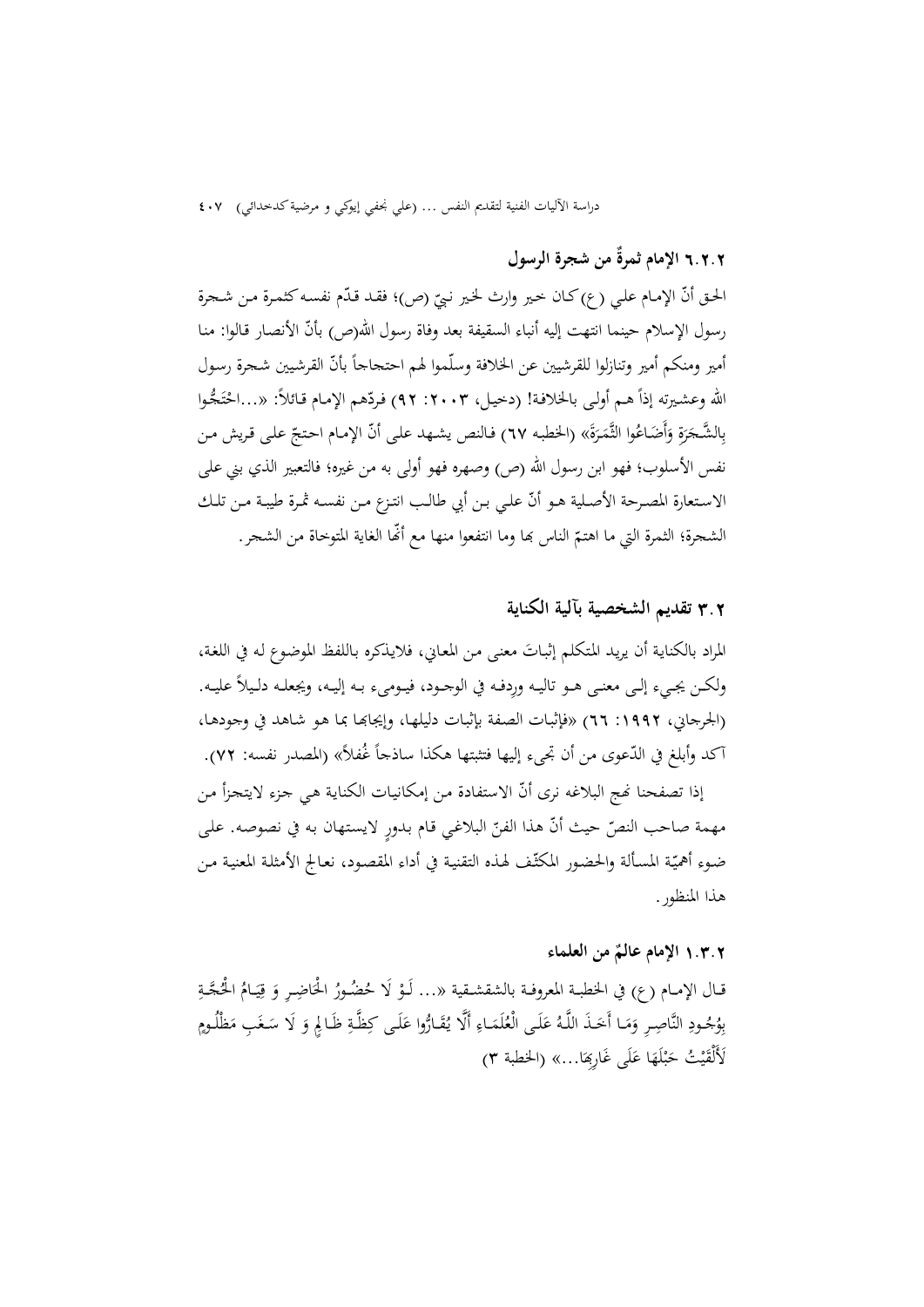### ٦.٢.٢ الإمام ثمرةٌ من شجرة الرسول

الحق أنّ الإمام علي (ع) كان خير وارث لخير نبيّ (ص)؛ فقد قدّم نفسه كثمرة من شجرة رسول الإسلام حينما انتهت إليه أنباء السقيفة بعد وفاة رسول الله(ص) بأنّ الأنصار قالوا: منا أمير ومنكم أمير وتنازلوا للقرشيين عن الخلافة وسلّموا لهم احتجاجاً بأنّ القرشيين شجرة رسول الله وعشيرته إذاً هم أولى بالخلافة! (دخيل، ٢٠٠٣: ٩٢) فردّهم الإمام قائلاً: «...احْتَجُّوا بِالشَّجَرَةِ وَأَضَاعُوا الثَّمَرَةَ» (الخطبه ٦٧) فالنص يشهد على أنّ الإمام احتجّ على قريش من نفس الأسلوب؛ فهو ابن رسول الله (ص) وصهره فهو أولى به من غيره؛ فالتعبير الذي بني على الاستعارة المصرحة الأصلية هو أنّ علي بن أبي طالب انتزع من نفسه ثمرة طيبة من تلك الشجرة؛ الثمرة التي ما اهتمّ الناس بها وما انتفعوا منها مع أنّها الغاية المتوخاة من الشجر.

## ٣.٢ تقديم الشخصية بآلية الكناية

المراد بالكناية أن يريد المتكلم إثباتَ معنى من المعاني، فلايذكره باللفظ الموضوع له في اللغة، ولكن يجيء إلى معنى هو تاليه وردفه في الوجود، فيومىء به إليه، ويجعله دليلاً عليه. (الجرجاني، ١٩٩٢: ٦٦) «فإثبات الصفة بإثبات دليلها، وإيجابها بما هو شاهد في وجودها، آكد وأبلغ في الدّعوى من أن تجيء إليها فتثبتها هكذا ساذجاً غُفلاً» (المصدر نفسه: ٧٢).

إذا تصفحنا نهج البلاغه نرى أنّ الاستفادة من إمكانيات الكناية هي جزء لايتجزأ من مهمة صاحب النصّ حيث أنّ هذا الفنّ البلاغي قام بدورٍ لايستهان به في نصوصه. على ضوء أهميّة المسألة والحضور المكثّف لهذه التقنية في أداء المقصود، نعالج الأمثلة المعنية من هذا المنظور.

### ١.٣.٢ الإمام عالمٌ من العلماء

قال الإمام (ع) في الخطبة المعروفة بالشقشقية «... لَوْ لَا حُضُورُ الْحَاضِرِ وَ قِيَامُ الْحُجَّةِ بِوُجُودِ النَّاصِرِ وَمَا أَخَذَ اللَّهُ عَلَى الْعُلَمَاءِ أَلَّا يُقَارُّوا عَلَى كِظَّةِ ظَالِمٍ وَ لَا سَغَبِ مَظْلُومٍ لَأَلْقَيْتُ حَبْلَهَا عَلَى غَارِبِهَا...» (الخطبة ٣)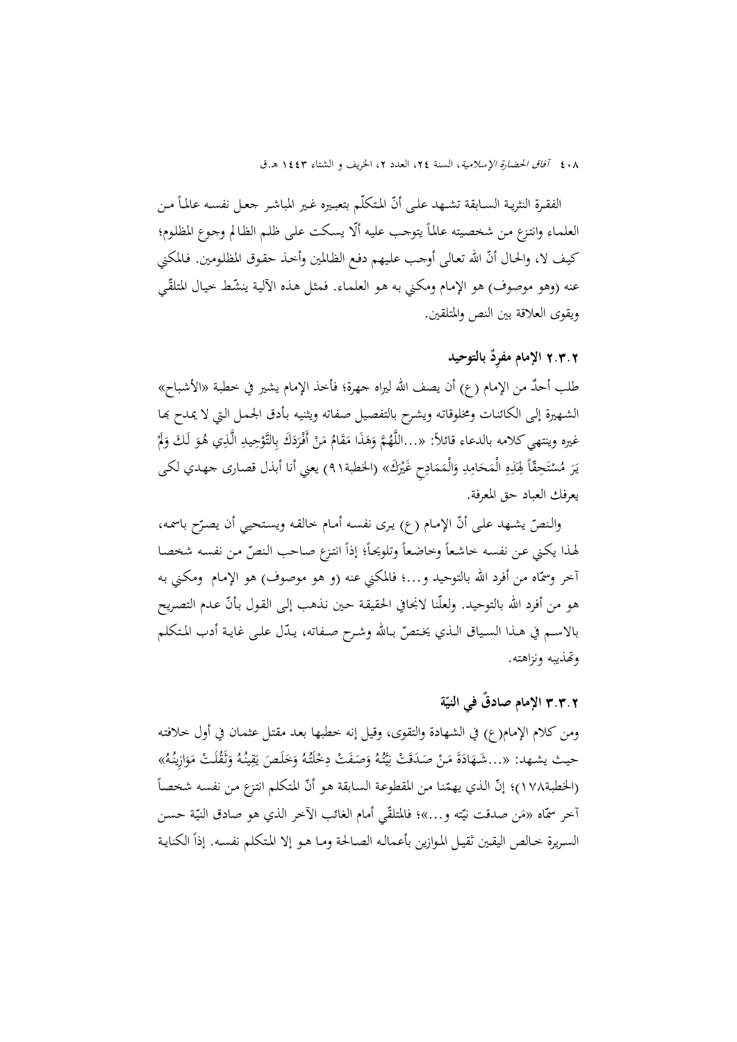الفقرة النثرية السابقة تشهد على أنّ المتكلّم بتعبيره غير المباشر جعل نفسه عالماً من العلماء وانتزع من شخصيته عالماً يتوجب عليه ألّا يسكت على ظلم الظالم وجوع المظلوم؛ كيف لا، والحال أنّ الله تعالى أوجب عليهم دفع الظالمين وأخذ حقوق المظلومين. فالمكني عنه (وهو موصوف) هو الإمام ومكني به هو العلماء. فمثل هذه الآلية ينشّط خيال المتلقّي ويقوى العلاقة بين النص والمتلقين.

### ٢.٣.٢ الإمام مفردٌ بالتوحيد

طلب أحدٌ من الإمام (ع) أن يصف الله ليراه جهرة؛ فأخذ الإمام يشير في خطبة «الأشباح» الشهيرة إلى الكائنات ومخلوقاته ويشرح بالتفصيل صفاته ويثنيه بأدق الجمل التي لا يمدح بها غيره وينتهي كلامه بالدعاء قائلاً: «...اللَّهُمَّ وَهَذَا مَقَامُ مَنْ أَفْرَدَكَ بِالتَّوْحِيدِ الَّذِي هُوَ لَكَ وَلَمْ يَرَ مُسْتَحِقّاً لِهَذِهِ الْمَحَامِدِ وَالْمَمَادِحِ غَيْرَكَ» (الخطبة٩١) يعني أنا أبذل قصارى جهدي لكي يعرفك العباد حق المعرفة.

والنصّ يشهد على أنّ الإمام (ع) يرى نفسه أمام خالقه ويستحيي أن يصرّح باسمه، لهذا يكني عن نفسه خاشعاً وخاضعاً وتلويحاً؛ إذاً انتزع صاحب النصّ من نفسه شخصا آخر وسمّاه من أفرد الله بالتوحيد و...؛ فالمكني عنه (و هو موصوف) هو الإمام ومكني به هو من أفرد الله بالتوحيد. ولعلّنا لانجافي الحقيقة حين نذهب إلى القول بأنّ عدم التصريح بالاسم في هذا السياق الذي يختصّ بالله وشرح صفاته، يدّل على غاية أدب المتكلم وتهذيبه ونزاهته.

### ٣.٣.٢ الإمام صادقٌ في النيّة

ومن كلام الإمام(ع) في الشهادة والتقوى، وقيل إنه خطبها بعد مقتل عثمان في أول خلافته حيث يشهد: «...شَهَادَةَ مَنْ صَدَقَتْ نِيَّتُهُ وَصَفَتْ دِخْلَتُهُ وَخَلَصَ يَقِينُهُ وَثَقُلَتْ مَوَازِينُهُ» (الخطبة١٧٨)؛ إنّ الذي يهمّنا من المقطوعة السابقة هو أنّ المتكلم انتزع من نفسه شخصاً آخر سمّاه «مَن صدقت نيّته و...»؛ فالمتلقّي أمام الغائب الآخر الذي هو صادق النيّة حسن السريرة خالص اليقين ثقيل الموازين بأعماله الصالحة وما هو إلا المتكلم نفسه. إذاً الكناية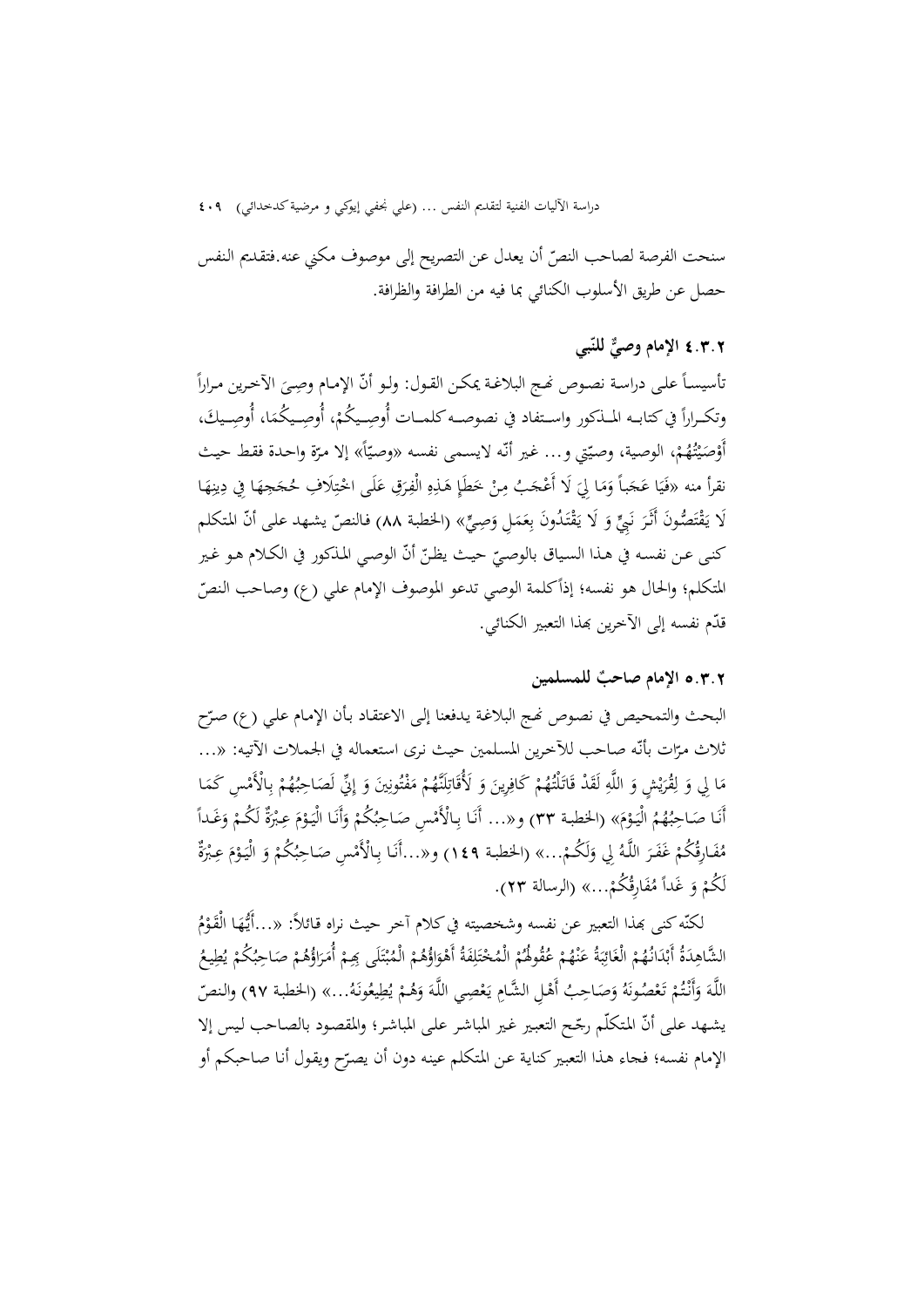سنحت الفرصة لصاحب النصّ أن يعدل عن التصريح إلى موصوف مكني عنه.فتقديم النفس حصل عن طريق الأسلوب الكنائي بما فيه من الطرافة والظرافة.

### ٤.٣.٢ الإمام وصيٌّ للنّبي

تأسيساً على دراسة نصوص نهج البلاغة يمكن القول: ولو أنّ الإمام وصِيَ الآخرين مراراً وتكراراً في كتابه المذكور واستفاد في نصوصه كلمات أُوصِيكُمْ، أُوصِيكُمَا، أُوصِيكَ، أَوْصَيْتُهُمْ، الوصية، وصيّتي و... غير أنّه لايسمي نفسه «وصيّاً» إلا مرّة واحدة فقط حيث نقرأ منه «فَيَا عَجَباً وَمَا لِيَ لَا أَعْجَبُ مِنْ خَطَإِ هَذِهِ الْفِرَقِ عَلَى اخْتِلَافِ حُجَجِهَا فِي دِينِهَا لَا يَقْتَصُّونَ أَثَرَ نَبِيٍّ وَ لَا يَقْتَدُونَ بِعَمَلِ وَصِيٍّ» (الخطبة ٨٨) فالنصّ يشهد على أنّ المتكلم كنى عن نفسه في هذا السياق بالوصيّ حيث يظنّ أنّ الوصي المذكور في الكلام هو غير المتكلم؛ والحال هو نفسه؛ إذاً كلمة الوصي تدعو الموصوف الإمام علي (ع) وصاحب النصّ قدّم نفسه إلى الآخرين بهذا التعبير الكنائي.

### ٥.٣.٢ الإمام صاحبٌ للمسلمين

البحث والتمحيص في نصوص نهج البلاغة يدفعنا إلى الاعتقاد بأن الإمام علي (ع) صرّح ثلاث مرّات بأنّه صاحب للآخرين المسلمين حيث نرى استعماله في الجملات الآتيه: «... مَا لِي وَ لِقُرَيْشٍ وَ اللَّهِ لَقَدْ قَاتَلْتُهُمْ كَافِرِينَ وَ لَأُقَاتِلَنَّهُمْ مَفْتُونِينَ وَ إِنِّي لَصَاحِبُهُمْ بِالْأَمْسِ كَمَا أَنَا صَاحِبُهُمُ الْيَوْمَ» (الخطبة ٣٣) و«... أَنَا بِالْأَمْسِ صَاحِبُكُمْ وَأَنَا الْيَوْمَ عِبْرَةٌ لَكُمْ وَغَداً مُفَارِقُكُمْ غَفَرَ اللَّهُ لِي وَلَكُمْ...» (الخطبة ١٤٩) و«...أَنَا بِالْأَمْسِ صَاحِبُكُمْ وَ الْيَوْمَ عِبْرَةٌ لَكُمْ وَ غَداً مُفَارِقُكُمْ...» (الرسالة ٢٣).

لكنّه كنى بهذا التعبير عن نفسه وشخصيته في كلام آخر حيث نراه قائلاً: «...أَيُّهَا الْقَوْمُ الشَّاهِدَةُ أَبْدَانُهُمْ الْغَائِبَةُ عَنْهُمْ عُقُولُهُمْ الْمُخْتَلِفَةُ أَهْوَاؤُهُمْ الْمُبْتَلَى بِهِمْ أُمَرَاؤُهُمْ صَاحِبُكُمْ يُطِيعُ اللَّهَ وَأَنْتُمْ تَعْصُونَهُ وَصَاحِبُ أَهْلِ الشَّامِ يَعْصِي اللَّهَ وَهُمْ يُطِيعُونَهُ...» (الخطبة ٩٧) والنصّ يشهد على أنّ المتكلّم رجّح التعبير غير المباشر على المباشر؛ والمقصود بالصاحب ليس إلا الإمام نفسه؛ فجاء هذا التعبير كناية عن المتكلم عينه دون أن يصرّح ويقول أنا صاحبكم أو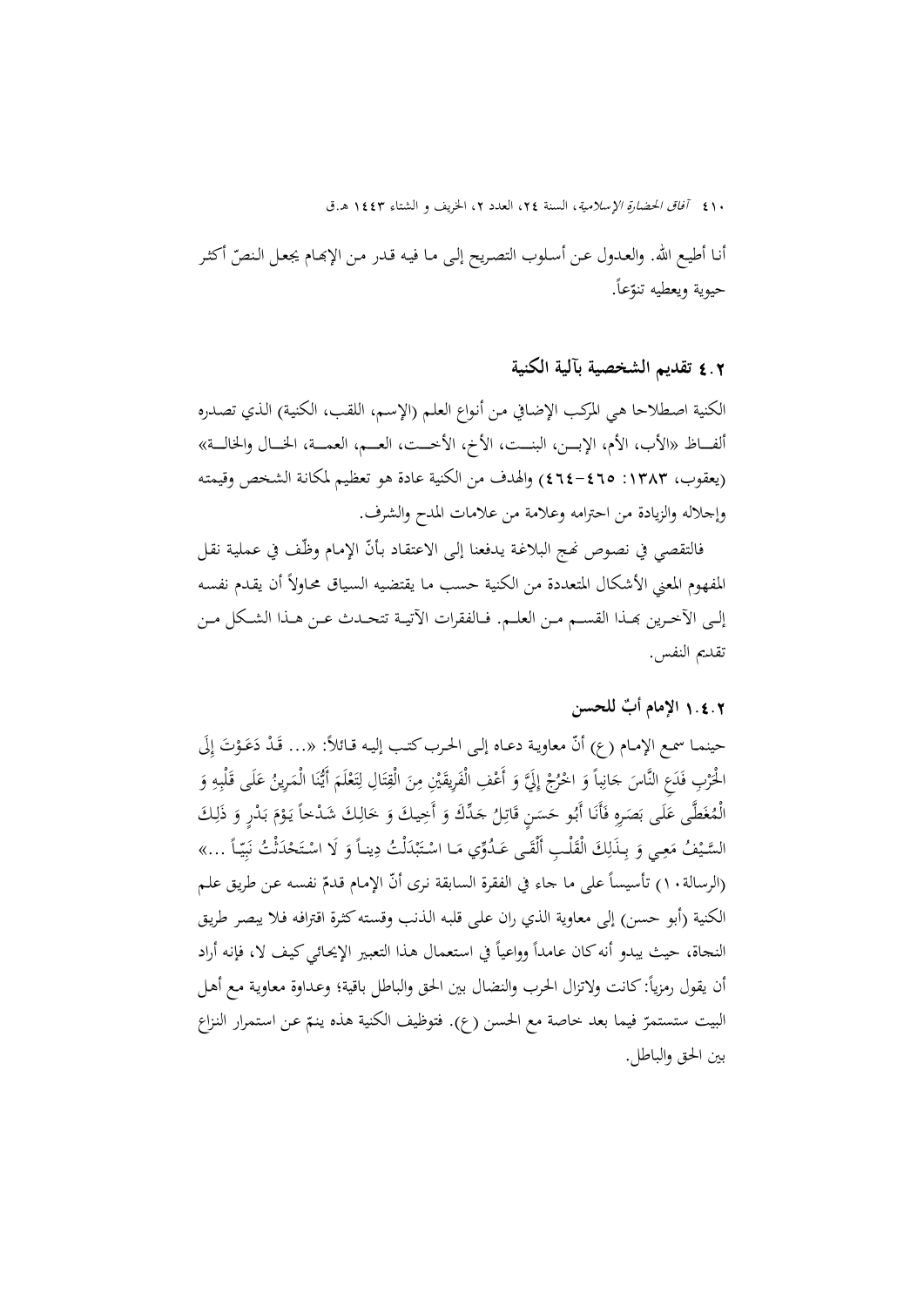أنا أطيع الله. والعدول عن أسلوب التصريح إلى ما فيه قدر من الإبهام يجعل النصّ أكثر حيوية ويعطيه تنوّعاً.

### ٤.٢ تقديم الشخصية بآلية الكنية

الكنية اصطلاحا هي المركب الإضافي من أنواع العلم (الإسم، اللقب، الكنية) الذي تصدره ألفاظ «الأب، الأم، الإبن، البنت، الأخ، الأخت، العم، العمة، الخال والخالة» (يعقوب، ١٣٨٣: ٤٦٥-٤٦٤) والهدف من الكنية عادة هو تعظيم لمكانة الشخص وقيمته وإجلاله والزيادة من احترامه وعلامة من علامات المدح والشرف.

فالتقصي في نصوص نهج البلاغة يدفعنا إلى الاعتقاد بأنّ الإمام وظّف في عملية نقل المفهوم المعني الأشكال المتعددة من الكنية حسب ما يقتضيه السياق محاولاً أن يقدم نفسه إلى الآخرين بهذا القسم من العلم. فالفقرات الآتية تتحدث عن هذا الشكل من تقديم النفس.

#### ١.٤.٢ الإمام أبٌ للحسن

حينما سمع الإمام (ع) أنّ معاوية دعاه إلى الحرب كتب إليه قائلاً: «... قَدْ دَعَوْتَ إِلَى الْحَرْبِ فَدَعِ النَّاسَ جَانِباً وَ اخْرُجْ إِلَيَّ وَ أَعْفِ الْفَرِيقَيْنِ مِنَ الْقِتَالِ لِتَعْلَمَ أَيُّنَا الْمَرِينُ عَلَى قَلْبِهِ وَ الْمُغَطَّى عَلَى بَصَرِهِ فَأَنَا أَبُو حَسَنٍ قَاتِلُ جَدِّكَ وَ أَخِيكَ وَ خَالِكَ شَدْخاً يَوْمَ بَدْرٍ وَ ذَلِكَ السَّيْفُ مَعِي وَ بِذَلِكَ الْقَلْبِ أَلْقَى عَدُوِّي مَا اسْتَبْدَلْتُ دِيناً وَ لَا اسْتَحْدَثْتُ نَبِيّاً ...» (الرسالة١٠) تأسيساً على ما جاء في الفقرة السابقة نرى أنّ الإمام قدمّ نفسه عن طريق علم الكنية (أبو حسن) إلى معاوية الذي ران على قلبه الذنب وقسته كثرة اقترافه فلا يبصر طريق النجاة، حيث يبدو أنه كان عامداً وواعياً في استعمال هذا التعبير الإيحائي كيف لا، فإنه أراد أن يقول رمزياً: كانت ولاتزال الحرب والنضال بين الحق والباطل باقية؛ وعداوة معاوية مع أهل البيت ستستمرّ فيما بعد خاصة مع الحسن (ع). فتوظيف الكنية هذه ينمّ عن استمرار النزاع بين الحق والباطل.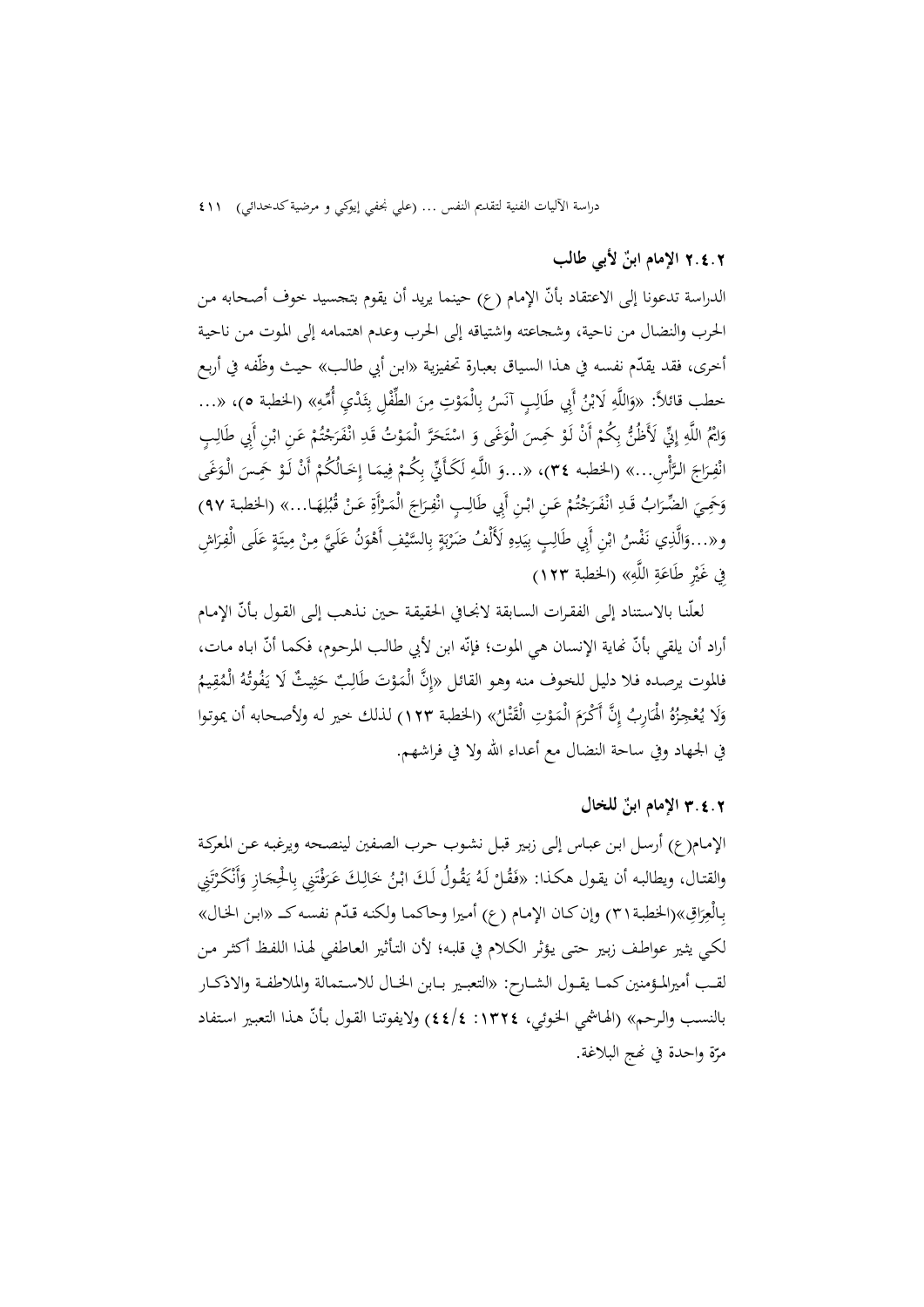### ٢.٤.٢ الإمام ابنٌ لأبي طالب

الدراسة تدعونا إلى الاعتقاد بأنّ الإمام (ع) حينما يريد أن يقوم بتجسيد خوف أصحابه من الحرب والنضال من ناحية، وشجاعته واشتياقه إلى الحرب وعدم اهتمامه إلى الموت من ناحية أخرى، فقد يقدّم نفسه في هذا السياق بعبارة تحفيزية «ابن أبي طالب» حيث وظّفه في أربع خطب قائلاً: «وَاللَّهِ لَابْنُ أَبِي طَالِبٍ آنَسُ بِالْمَوْتِ مِنَ الطِّفْلِ بِثَدْيِ أُمِّهِ» (الخطبة ٥)، «... وَايْمُ اللَّهِ إِنِّي لَأَظُنُّ بِكُمْ أَنْ لَوْ حَمِسَ الْوَغَى وَ اسْتَحَرَّ الْمَوْتُ قَدِ انْفَرَجْتُمْ عَنِ ابْنِ أَبِي طَالِبٍ انْفِرَاجَ الرَّأْسِ...» (الخطبه ٣٤)، «...وَ اللَّهِ لَكَأَنِّي بِكُمْ فِيمَا إِخَالُكُمْ أَنْ لَوْ حَمِسَ الْوَغَى وَحَمِيَ الضِّرَابُ قَدِ انْفَرَجْتُمْ عَنِ ابْنِ أَبِي طَالِبٍ انْفِرَاجَ الْمَرْأَةِ عَنْ قُبُلِهَا...» (الخطبة ٩٧) و«...وَالَّذِي نَفْسُ ابْنِ أَبِي طَالِبٍ بِيَدِهِ لَأَلْفُ ضَرْبَةٍ بِالسَّيْفِ أَهْوَنُ عَلَيَّ مِنْ مِيتَةٍ عَلَى الْفِرَاشِ فِي غَيْرِ طَاعَةِ اللَّهِ» (الخطبة ١٢٣)

لعلّنا بالاستناد إلى الفقرات السابقة لانجافي الحقيقة حين نذهب إلى القول بأنّ الإمام أراد أن يلقي بأنّ نهاية الإنسان هي الموت؛ فإنّه ابن لأبي طالب المرحوم، فكما أنّ اباه مات، فالموت يرصده فلا دليل للخوف منه وهو القائل «إِنَّ الْمَوْتَ طَالِبٌ حَثِيثٌ لَا يَفُوتُهُ الْمُقِيمُ وَلَا يُعْجِزُهُ الْهَارِبُ إِنَّ أَكْرَمَ الْمَوْتِ الْقَتْلُ» (الخطبة ١٢٣) لذلك خير له ولأصحابه أن يموتوا في الجهاد وفي ساحة النضال مع أعداء الله ولا في فراشهم.

### ٣.٤.٢ الإمام ابنٌ للخال

الإمام(ع) أرسل ابن عباس إلى زبير قبل نشوب حرب الصفين لينصحه ويرغبه عن المعركة والقتال، ويطالبه أن يقول هكذا: «فَقُلْ لَهُ يَقُولُ لَكَ ابْنُ خَالِكَ عَرَفْتَنِي بِالْحِجَازِ وَأَنْكَرْتَنِي بِالْعِرَاقِ»(الخطبة٣١) وإن كان الإمام (ع) أميرا وحاكما ولكنه قدّم نفسه كـ «ابن الخال» لكي يثير عواطف زبير حتى يؤثر الكلام في قلبه؛ لأن التأثير العاطفي لهذا اللفظ أكثر من لقب أميرالمؤمنين كما يقول الشارح: «التعبير بابن الخال للاستمالة والملاطفة والاذكار بالنسب والرحم» (الهاشمي الخوئي، ١٣٢٤: ٤/٤٤) ولايفوتنا القول بأنّ هذا التعبير استفاد مرّة واحدة في نهج البلاغة.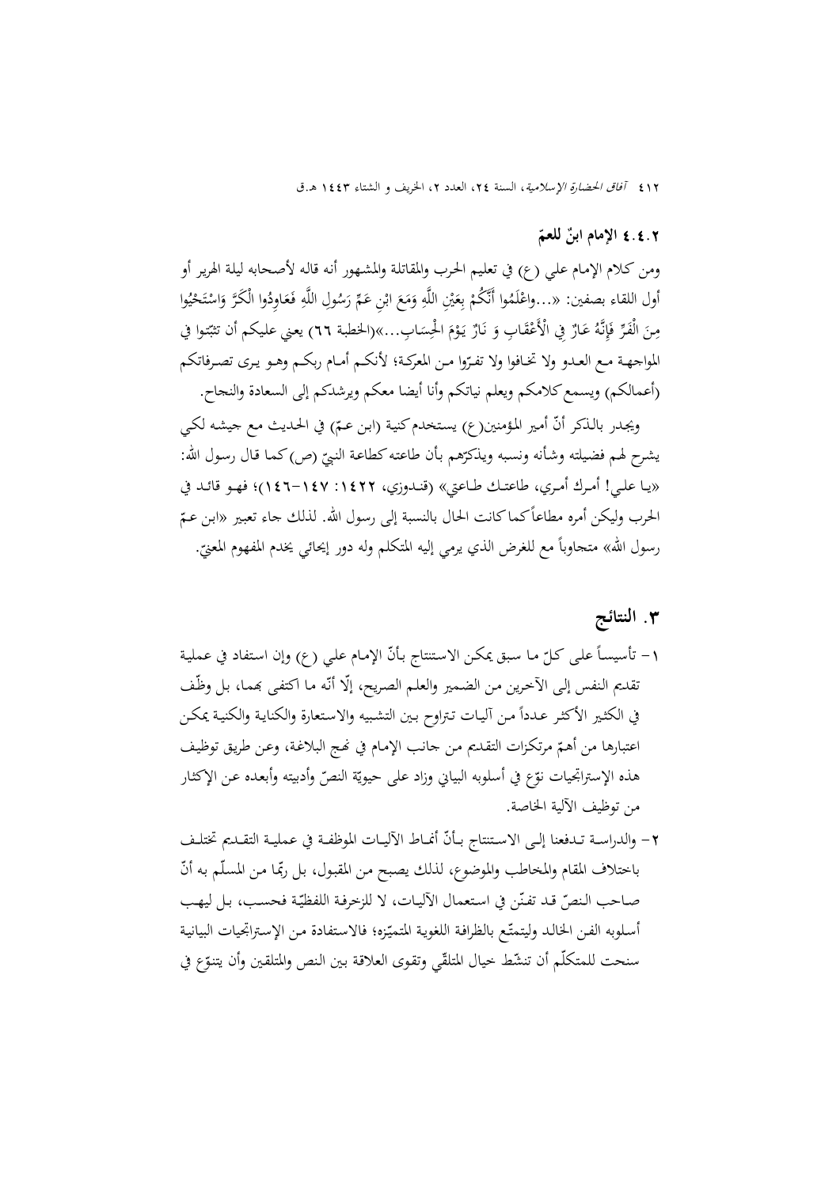### ٢.٤.٤ الإمام ابنٌ للعمّ

ومن كلام الإمام علي (ع) في تعليم الحرب والمقاتلة والمشهور أنه قاله لأصحابه ليلة الهرير أو أول اللقاء بصفين: «...واعْلَمُوا أَنَّكُمْ بِعَيْنِ اللَّهِ وَمَعَ ابْنِ عَمِّ رَسُولِ اللَّهِ فَعَاوِدُوا الْكَرَّ وَاسْتَحْيُوا مِنَ الْفَرِّ فَإِنَّهُ عَارٌ فِي الْأَعْقَابِ وَ نَارٌ يَوْمَ الْحِسَابِ...»(الخطبة ٦٦) يعني عليكم أن تثبّتوا في المواجهة مع العدو ولا تخافوا ولا تفرّوا من المعركة؛ لأنكم أمام ربكم وهو يرى تصرفاتكم (أعمالكم) ويسمع كلامكم ويعلم نياتكم وأنا أيضا معكم ويرشدكم إلى السعادة والنجاح.

ويجدر بالذكر أنّ أمير المؤمنين(ع) يستخدم كنية (ابن عمّ) في الحديث مع جيشه لكي يشرح لهم فضيلته وشأنه ونسبه ويذكّرهم بأن طاعته كطاعة النبيّ (ص) كما قال رسول الله: «يا علي! أمرك أمري، طاعتك طاعتي» (قندوزي، ١٤٢٢: ١٤٧-١٤٦)؛ فهو قائد في الحرب وليكن أمره مطاعاً كما كانت الحال بالنسبة إلى رسول الله. لذلك جاء تعبير «ابن عمّ رسول الله» متجاوباً مع للغرض الذي يرمي إليه المتكلم وله دور إيحائي يخدم المفهوم المعنيّ.

## ٣. النتائج

١- تأسيساً على كلّ ما سبق يمكن الاستنتاج بأنّ الإمام علي (ع) وإن استفاد في عملية تقديم النفس إلى الآخرين من الضمير والعلم الصريح، إلّا أنّه ما اكتفى بهما، بل وظّف في الكثير الأكثر عدداً من آليات تتراوح بين التشبيه والاستعارة والكناية والكنية يمكن اعتبارها من أهمّ مرتكزات التقديم من جانب الإمام في نهج البلاغة، وعن طريق توظيف هذه الإستراتيجيات نوّع في أسلوبه البياني وزاد على حيويّة النصّ وأدبيته وأبعده عن الإكثار من توظيف الآلية الخاصة.

٢- والدراسة تدفعنا إلى الاستنتاج بأنّ أنماط الآليات الموظفة في عملية التقديم تختلف باختلاف المقام والمخاطب والموضوع، لذلك يصبح من المقبول، بل ربّما من المسلّم به أنّ صاحب النصّ قد تفنّن في استعمال الآليات، لا للزخرفة اللفظيّة فحسب، بل ليهب أسلوبه الفن الخالد وليتمتّع بالظرافة اللغوية المتميّزة؛ فالاستفادة من الإستراتيجيات البيانية سنحت للمتكلّم أن تنشّط خيال المتلقّي وتقوى العلاقة بين النص والمتلقين وأن يتنوّع في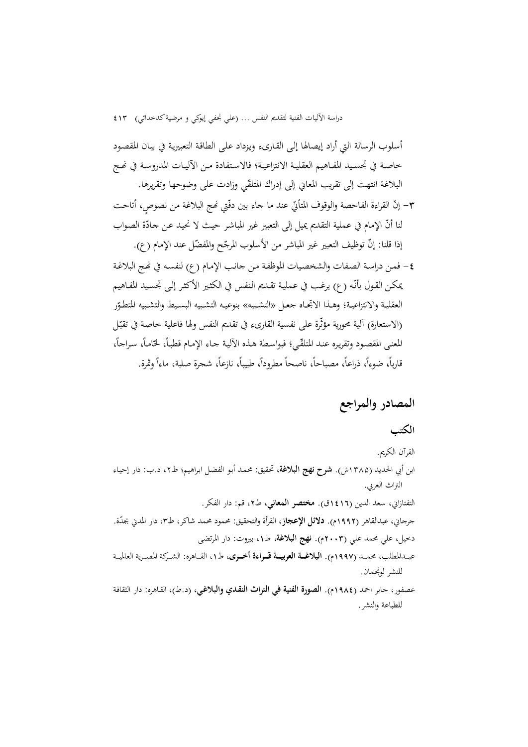أسلوب الرسالة التي أراد إيصالها إلى القارىء ويزداد على الطاقة التعبيرية في بيان المقصود خاصة في تجسيد المفاهيم العقلية الانتزاعية؛ فالاستفادة من الآليات المدروسة في نهج البلاغة انتهت إلى تقريب المعاني إلى إدراك المتلقّي وزادت على وضوحها وتقريرها.

٣- إنّ القراءة الفاحصة والوقوف المتأنّي عند ما جاء بين دفّتي نهج البلاغة من نصوص، أتاحت لنا أنّ الإمام في عملية التقديم يميل إلى التعبير غير المباشر حيث لا نحيد عن جادّة الصواب إذا قلنا: إنّ توظيف التعبير غير المباشر من الأسلوب المرجّح والمفضّل عند الإمام (ع).

٤- فمن دراسة الصفات والشخصيات الموظفة من جانب الإمام (ع) لنفسه في نهج البلاغة يمكن القول بأنّه (ع) يرغب في عملية تقديم النفس في الكثير الأكثر إلى تجسيد المفاهيم العقلية والانتزاعية؛ وهذا الاتجاه جعل «التشبيه» بنوعيه التشبيه البسيط والتشبيه المتطوّر (الاستعارة) آلية محورية مؤثّرة على نفسية القارىء في تقديم النفس ولها فاعلية خاصة في تقبّل المعنى المقصود وتقريره عند المتلقّي؛ فبواسطة هذه الآلية جاء الإمام قطباً، لجّاماً، سراجاً، قارباً، ضوءاً، ذراعاً، مصباحاً، ناصحاً مطروداً، طبيباً، نازعاً، شجرة صلبة، ماءاً وثمرة.

## المصادر والمراجع

### الكتب

القرآن الكريم.

ابن أبي الحديد (١٣٨٥ش). **شرح نهج البلاغة**، تحقيق: محمد أبو الفضل ابراهيم؛ ط٢، د.ب: دار إحياء التراث العربي.

التفتازاني، سعد الدين (١٤١٦ق). **مختصر المعاني**، ط٢، قم: دار الفكر.

جرجاني، عبدالقاهر (١٩٩٢م). **دلائل الإعجاز**، القرأة والتحقيق: محمود محمد شاكر، ط٣، دار المدني بجدّة.

دخيل، علي محمد علي (٢٠٠٣م). **نهج البلاغة**، ط١، بيروت: دار المرتضى

عبدالمطلب، محمد (١٩٩٧م). **البلاغة العربية قراءة أخرى**، ط١، القاهره: الشركة المصرية العالمية للنشر لونجمان.

عصفور، جابر احمد (١٩٨٤م). **الصورة الفنية في التراث النقدي والبلاغي**، (د.ط)، القاهره: دار الثقافة للطباعة والنشر.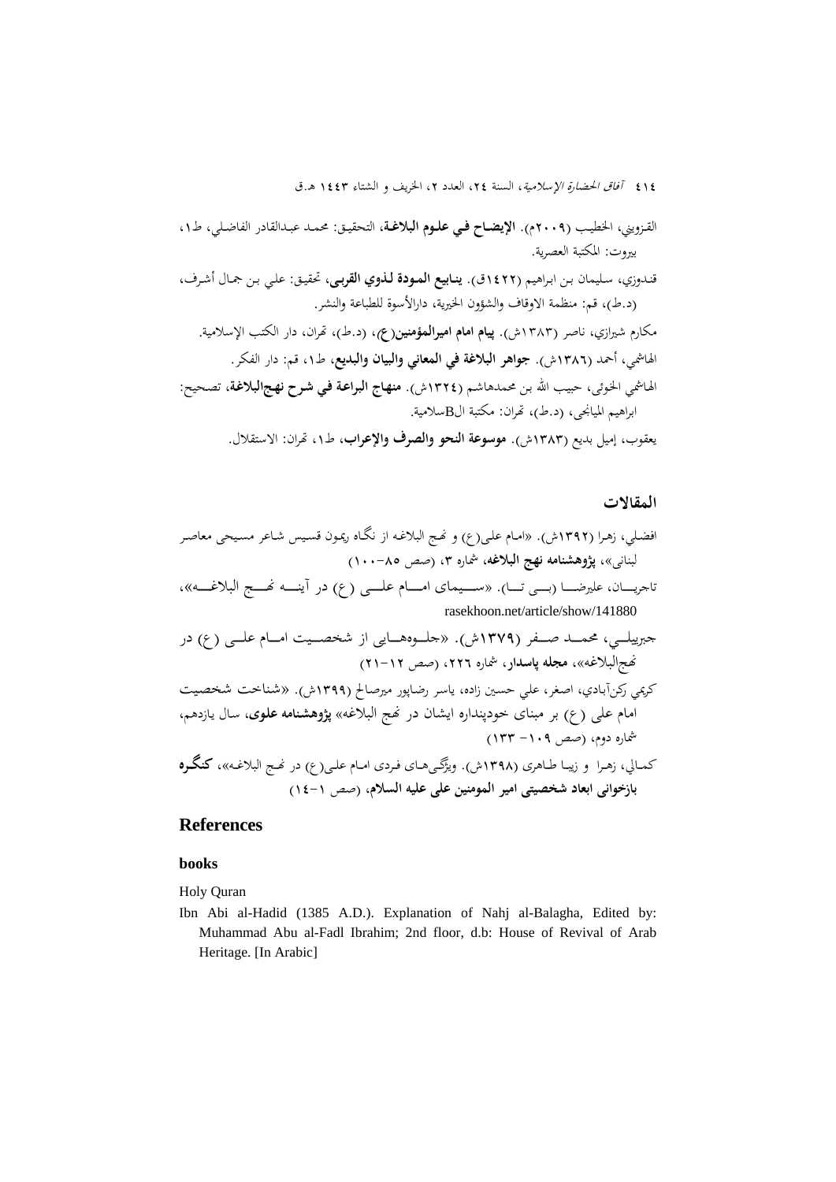القزويني، الخطيب (٢٠٠٩م). **الإيضاح في علوم البلاغة**، التحقيق: محمد عبدالقادر الفاضلي، ط١، بيروت: المكتبة العصرية.

قندوزي، سليمان بن ابراهيم (١٤٢٢ق). **ينابيع المودة لذوي القربى**، تحقيق: علي بن جمال أشرف، (د.ط)، قم: منظمة الاوقاف والشؤون الخيرية، دارالأسوة للطباعة والنشر.

مكارم شيرازي، ناصر (١٣٨٣ش). **پيام امام اميرالمؤمنين(ع)**، (د.ط)، تهران، دار الكتب الإسلامية.

الهاشمي، أحمد (١٣٨٦ش). **جواهر البلاغة في المعاني والبيان والبديع**، ط١، قم: دار الفكر.

الهاشمي الخوئي، حبيب الله بن محمدهاشم (١٣٢٤ش). **منهاج البراعة في شرح نهج‌البلاغة**، تصحيح: ابراهيم الميانجي، (د.ط)، تهران: مكتبة الBسلامية.

يعقوب، إميل بديع (١٣٨٣ش). **موسوعة النحو والصرف والإعراب**، ط١، تهران: الاستقلال.

## المقالات

افضلي، زهرا (١٣٩٢ش). «امام علی(ع) و نهج البلاغه از نگاه ريمون قسيس شاعر مسيحی معاصر لبنانی»، **پژوهشنامه نهج البلاغه**، شماره ٣، (صص ٨٥-١٠٠)

تاجريان، عليرضا (بی تا). «سيمای امام علی (ع) در آينه نهج البلاغه»، rasekhoon.net/article/show/141880

جبرييلي، محمد صفر (١٣٧٩ش). «جلوه‌هايی از شخصيت امام علی (ع) در نهج‌البلاغه»، **مجله پاسدار**، شماره ٢٢٦، (صص ١٢-٢١)

كريمي ركن‌آبادي، اصغر، علي حسين زاده، ياسر رضاپور ميرصالح (١٣٩٩ش). «شناخت شخصيت امام علی (ع) بر مبنای خودپنداره ايشان در نهج البلاغه» **پژوهشنامه علوی**، سال يازدهم، شماره دوم، (صص ١٠٩- ١٣٣)

كمالي، زهرا و زيبا طاهری (١٣٩٨ش). ويژگی‌های فردی امام علی(ع) در نهج البلاغه»، **كنگره بازخوانی ابعاد شخصيتی امير المومنين علی عليه السلام**، (صص ١-١٤)

## References

### books

Holy Quran

Ibn Abi al-Hadid (1385 A.D.). Explanation of Nahj al-Balagha, Edited by: Muhammad Abu al-Fadl Ibrahim; 2nd floor, d.b: House of Revival of Arab Heritage. [In Arabic]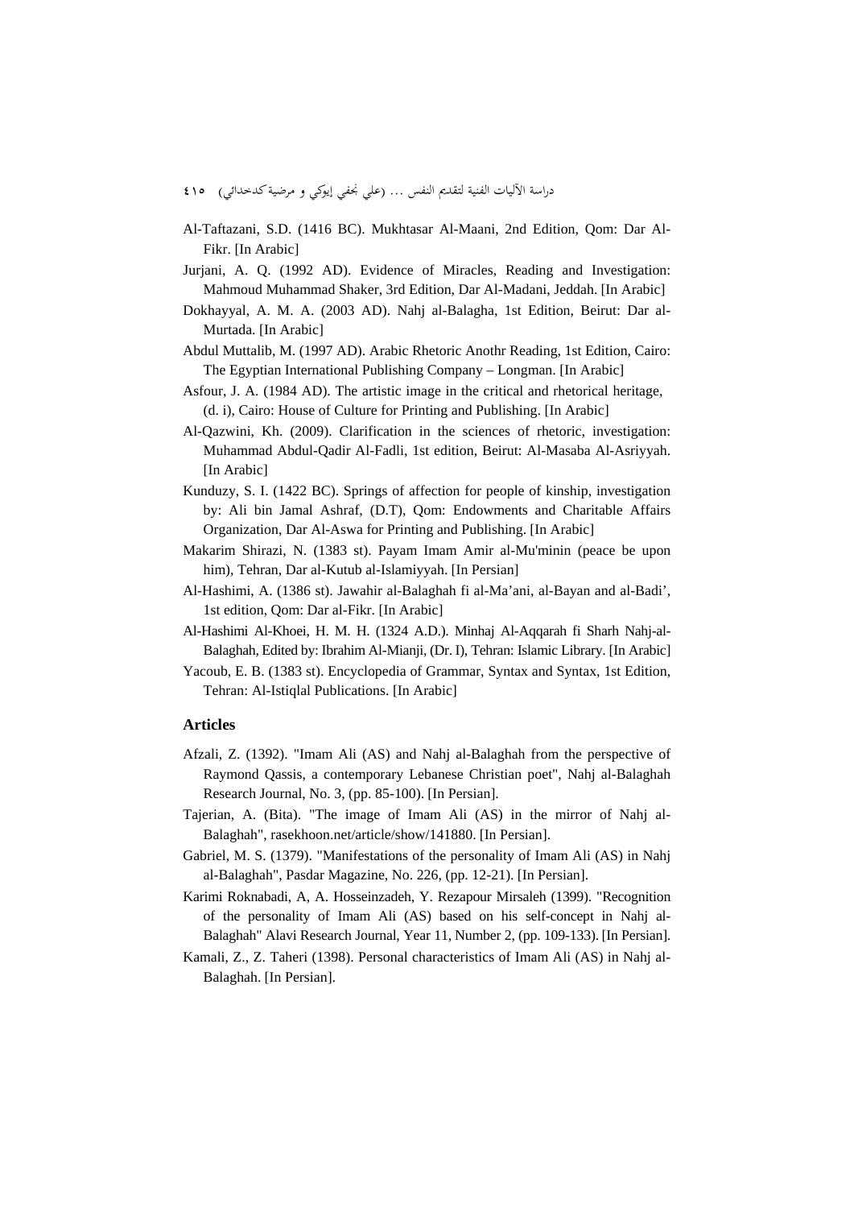Al-Taftazani, S.D. (1416 BC). Mukhtasar Al-Maani, 2nd Edition, Qom: Dar Al-Fikr. [In Arabic]

Jurjani, A. Q. (1992 AD). Evidence of Miracles, Reading and Investigation: Mahmoud Muhammad Shaker, 3rd Edition, Dar Al-Madani, Jeddah. [In Arabic]

Dokhayyal, A. M. A. (2003 AD). Nahj al-Balagha, 1st Edition, Beirut: Dar al-Murtada. [In Arabic]

Abdul Muttalib, M. (1997 AD). Arabic Rhetoric Anothr Reading, 1st Edition, Cairo: The Egyptian International Publishing Company – Longman. [In Arabic]

Asfour, J. A. (1984 AD). The artistic image in the critical and rhetorical heritage, (d. i), Cairo: House of Culture for Printing and Publishing. [In Arabic]

Al-Qazwini, Kh. (2009). Clarification in the sciences of rhetoric, investigation: Muhammad Abdul-Qadir Al-Fadli, 1st edition, Beirut: Al-Masaba Al-Asriyyah. [In Arabic]

Kunduzy, S. I. (1422 BC). Springs of affection for people of kinship, investigation by: Ali bin Jamal Ashraf, (D.T), Qom: Endowments and Charitable Affairs Organization, Dar Al-Aswa for Printing and Publishing. [In Arabic]

Makarim Shirazi, N. (1383 st). Payam Imam Amir al-Mu'minin (peace be upon him), Tehran, Dar al-Kutub al-Islamiyyah. [In Persian]

Al-Hashimi, A. (1386 st). Jawahir al-Balaghah fi al-Ma'ani, al-Bayan and al-Badi', 1st edition, Qom: Dar al-Fikr. [In Arabic]

Al-Hashimi Al-Khoei, H. M. H. (1324 A.D.). Minhaj Al-Aqqarah fi Sharh Nahj-al-Balaghah, Edited by: Ibrahim Al-Mianji, (Dr. I), Tehran: Islamic Library. [In Arabic]

Yacoub, E. B. (1383 st). Encyclopedia of Grammar, Syntax and Syntax, 1st Edition, Tehran: Al-Istiqlal Publications. [In Arabic]

### Articles

Afzali, Z. (1392). "Imam Ali (AS) and Nahj al-Balaghah from the perspective of Raymond Qassis, a contemporary Lebanese Christian poet", Nahj al-Balaghah Research Journal, No. 3, (pp. 85-100). [In Persian].

Tajerian, A. (Bita). "The image of Imam Ali (AS) in the mirror of Nahj al-Balaghah", rasekhoon.net/article/show/141880. [In Persian].

Gabriel, M. S. (1379). "Manifestations of the personality of Imam Ali (AS) in Nahj al-Balaghah", Pasdar Magazine, No. 226, (pp. 12-21). [In Persian].

Karimi Roknabadi, A, A. Hosseinzadeh, Y. Rezapour Mirsaleh (1399). "Recognition of the personality of Imam Ali (AS) based on his self-concept in Nahj al-Balaghah" Alavi Research Journal, Year 11, Number 2, (pp. 109-133). [In Persian].

Kamali, Z., Z. Taheri (1398). Personal characteristics of Imam Ali (AS) in Nahj al-Balaghah. [In Persian].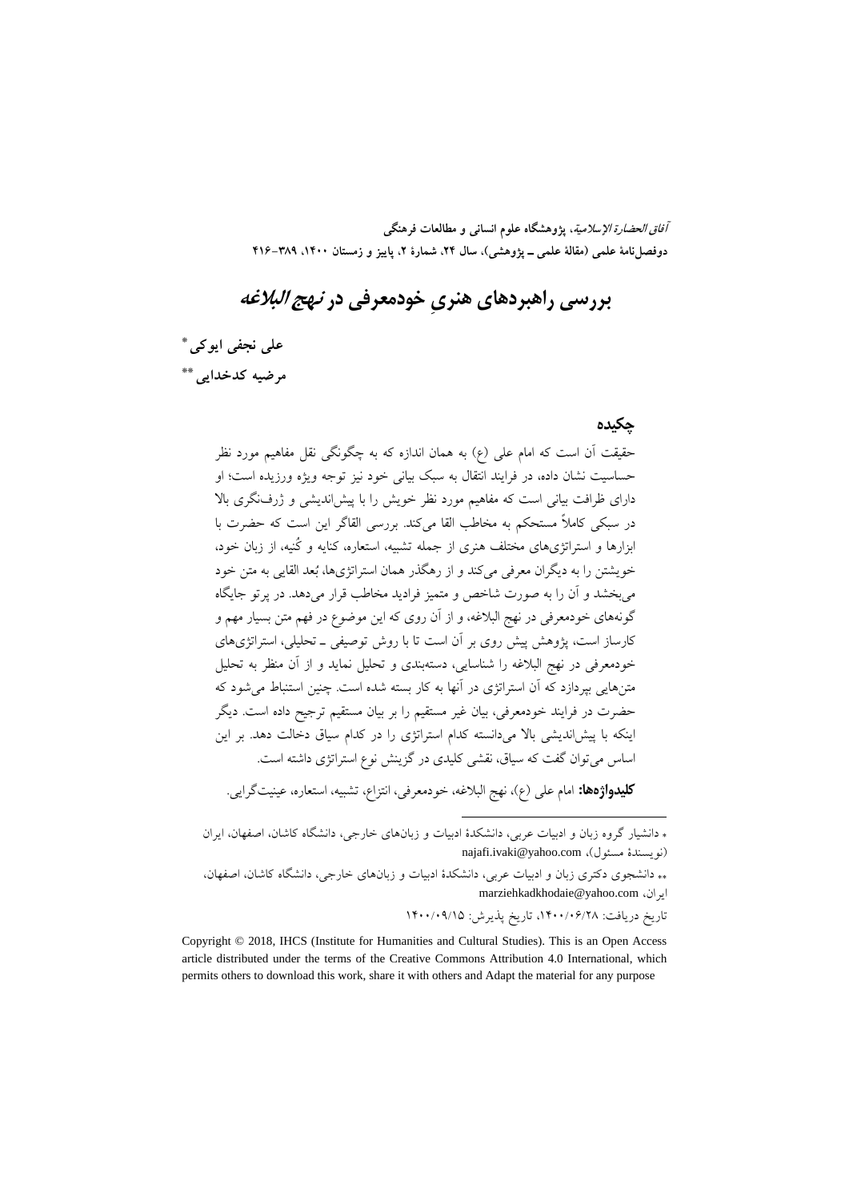*آفاق الحضارة الإسلامية*، پژوهشگاه علوم انسانی و مطالعات فرهنگی
دوفصل‌نامهٔ علمی (مقالهٔ علمی ـ پژوهشی)، سال ۲۴، شمارهٔ ۲، پاییز و زمستان ۱۴۰۰، ۳۸۹-۴۱۶

# بررسی راهبردهای هنریِ خودمعرفی در *نهج البلاغه*

**علی نجفی ایوکی***

**مرضیه کدخدایی****

## چکیده

حقیقت آن است که امام علی (ع) به همان اندازه که به چگونگی نقل مفاهیم مورد نظر حساسیت نشان داده، در فرایند انتقال به سبک بیانی خود نیز توجه ویژه ورزیده است؛ او دارای ظرافت بیانی است که مفاهیم مورد نظر خویش را با پیش‌اندیشی و ژرف‌نگری بالا در سبکی کاملاً مستحکم به مخاطب القا می‌کند. بررسی القاگر این است که حضرت با ابزارها و استراتژی‌های مختلف هنری از جمله تشبیه، استعاره، کنایه و کُنیه، از زبان خود، خویشتن را به دیگران معرفی می‌کند و از رهگذر همان استراتژی‌ها، بُعد القایی به متن خود می‌بخشد و آن را به صورت شاخص و متمیز فرادید مخاطب قرار می‌دهد. در پرتو جایگاه گونه‌های خودمعرفی در نهج البلاغه، و از آن روی که این موضوع در فهم متن بسیار مهم و کارساز است، پژوهش پیش روی بر آن است تا با روش توصیفی ـ تحلیلی، استراتژی‌های خودمعرفی در نهج البلاغه را شناسایی، دسته‌بندی و تحلیل نماید و از آن منظر به تحلیل متن‌هایی بپردازد که آن استراتژی در آنها به کار بسته شده است. چنین استنباط می‌شود که حضرت در فرایند خودمعرفی، بیان غیر مستقیم را بر بیان مستقیم ترجیح داده است. دیگر اینکه با پیش‌اندیشی بالا می‌دانسته کدام استراتژی را در کدام سیاق دخالت دهد. بر این اساس می‌توان گفت که سیاق، نقشی کلیدی در گزینش نوع استراتژی داشته است.

**کلیدواژه‌ها:** امام علی (ع)، نهج البلاغه، خودمعرفی، انتزاع، تشبیه، استعاره، عینیت‌گرایی.

---

* دانشیار گروه زبان و ادبیات عربی، دانشکدهٔ ادبیات و زبان‌های خارجی، دانشگاه کاشان، اصفهان، ایران (نویسندهٔ مسئول)، najafi.ivaki@yahoo.com

** دانشجوی دکتری زبان و ادبیات عربی، دانشکدهٔ ادبیات و زبان‌های خارجی، دانشگاه کاشان، اصفهان، ایران، marziehkadkhodaie@yahoo.com

تاریخ دریافت: ۱۴۰۰/۰۶/۲۸، تاریخ پذیرش: ۱۴۰۰/۰۹/۱۵

Copyright © 2018, IHCS (Institute for Humanities and Cultural Studies). This is an Open Access article distributed under the terms of the Creative Commons Attribution 4.0 International, which permits others to download this work, share it with others and Adapt the material for any purpose